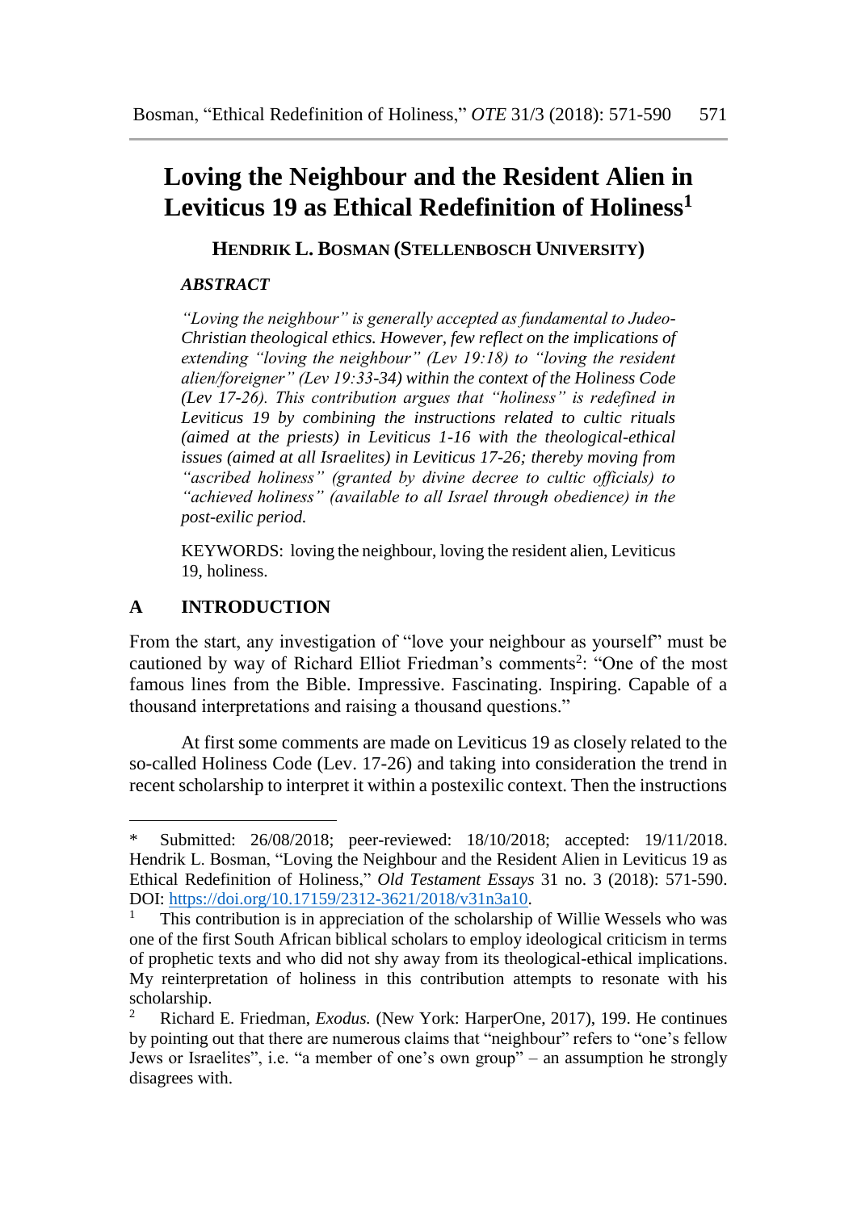# Loving the Neighbour and the Resident Alien in Leviticus 19 as Ethical Redefinition of Holiness[1]

**HENDRIK L. BOSMAN (STELLENBOSCH UNIVERSITY)**

***ABSTRACT***

*"Loving the neighbour" is generally accepted as fundamental to Judeo-Christian theological ethics. However, few reflect on the implications of extending "loving the neighbour" (Lev 19:18) to "loving the resident alien/foreigner" (Lev 19:33-34) within the context of the Holiness Code (Lev 17-26). This contribution argues that "holiness" is redefined in Leviticus 19 by combining the instructions related to cultic rituals (aimed at the priests) in Leviticus 1-16 with the theological-ethical issues (aimed at all Israelites) in Leviticus 17-26; thereby moving from "ascribed holiness" (granted by divine decree to cultic officials) to "achieved holiness" (available to all Israel through obedience) in the post-exilic period.*

KEYWORDS: loving the neighbour, loving the resident alien, Leviticus 19, holiness.

## A INTRODUCTION

From the start, any investigation of "love your neighbour as yourself" must be cautioned by way of Richard Elliot Friedman's comments[2]: "One of the most famous lines from the Bible. Impressive. Fascinating. Inspiring. Capable of a thousand interpretations and raising a thousand questions."

At first some comments are made on Leviticus 19 as closely related to the so-called Holiness Code (Lev. 17-26) and taking into consideration the trend in recent scholarship to interpret it within a postexilic context. Then the instructions

---

\* Submitted: 26/08/2018; peer-reviewed: 18/10/2018; accepted: 19/11/2018. Hendrik L. Bosman, "Loving the Neighbour and the Resident Alien in Leviticus 19 as Ethical Redefinition of Holiness," *Old Testament Essays* 31 no. 3 (2018): 571-590. DOI: https://doi.org/10.17159/2312-3621/2018/v31n3a10.

[1] This contribution is in appreciation of the scholarship of Willie Wessels who was one of the first South African biblical scholars to employ ideological criticism in terms of prophetic texts and who did not shy away from its theological-ethical implications. My reinterpretation of holiness in this contribution attempts to resonate with his scholarship.

[2] Richard E. Friedman, *Exodus.* (New York: HarperOne, 2017), 199. He continues by pointing out that there are numerous claims that "neighbour" refers to "one's fellow Jews or Israelites", i.e. "a member of one's own group" – an assumption he strongly disagrees with.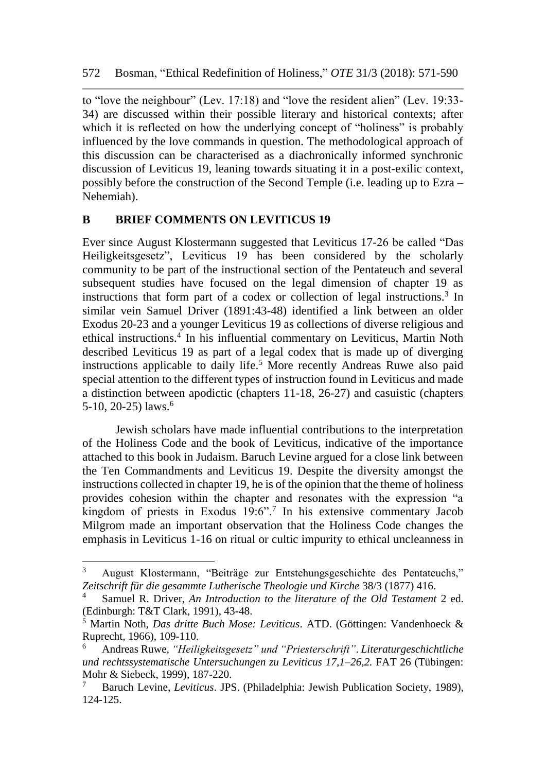to "love the neighbour" (Lev. 17:18) and "love the resident alien" (Lev. 19:33-34) are discussed within their possible literary and historical contexts; after which it is reflected on how the underlying concept of "holiness" is probably influenced by the love commands in question. The methodological approach of this discussion can be characterised as a diachronically informed synchronic discussion of Leviticus 19, leaning towards situating it in a post-exilic context, possibly before the construction of the Second Temple (i.e. leading up to Ezra – Nehemiah).

## B BRIEF COMMENTS ON LEVITICUS 19

Ever since August Klostermann suggested that Leviticus 17-26 be called "Das Heiligkeitsgesetz", Leviticus 19 has been considered by the scholarly community to be part of the instructional section of the Pentateuch and several subsequent studies have focused on the legal dimension of chapter 19 as instructions that form part of a codex or collection of legal instructions.[3] In similar vein Samuel Driver (1891:43-48) identified a link between an older Exodus 20-23 and a younger Leviticus 19 as collections of diverse religious and ethical instructions.[4] In his influential commentary on Leviticus, Martin Noth described Leviticus 19 as part of a legal codex that is made up of diverging instructions applicable to daily life.[5] More recently Andreas Ruwe also paid special attention to the different types of instruction found in Leviticus and made a distinction between apodictic (chapters 11-18, 26-27) and casuistic (chapters 5-10, 20-25) laws.[6]

Jewish scholars have made influential contributions to the interpretation of the Holiness Code and the book of Leviticus, indicative of the importance attached to this book in Judaism. Baruch Levine argued for a close link between the Ten Commandments and Leviticus 19. Despite the diversity amongst the instructions collected in chapter 19, he is of the opinion that the theme of holiness provides cohesion within the chapter and resonates with the expression "a kingdom of priests in Exodus 19:6".[7] In his extensive commentary Jacob Milgrom made an important observation that the Holiness Code changes the emphasis in Leviticus 1-16 on ritual or cultic impurity to ethical uncleanness in

---

[3] August Klostermann, "Beiträge zur Entstehungsgeschichte des Pentateuchs," *Zeitschrift für die gesammte Lutherische Theologie und Kirche* 38/3 (1877) 416.

[4] Samuel R. Driver, *An Introduction to the literature of the Old Testament* 2 ed. (Edinburgh: T&T Clark, 1991), 43-48.

[5] Martin Noth, *Das dritte Buch Mose: Leviticus*. ATD. (Göttingen: Vandenhoeck & Ruprecht, 1966), 109-110.

[6] Andreas Ruwe, *"Heiligkeitsgesetz" und "Priesterschrift". Literaturgeschichtliche und rechtssystematische Untersuchungen zu Leviticus 17,1–26,2.* FAT 26 (Tübingen: Mohr & Siebeck, 1999), 187-220.

[7] Baruch Levine, *Leviticus*. JPS. (Philadelphia: Jewish Publication Society, 1989), 124-125.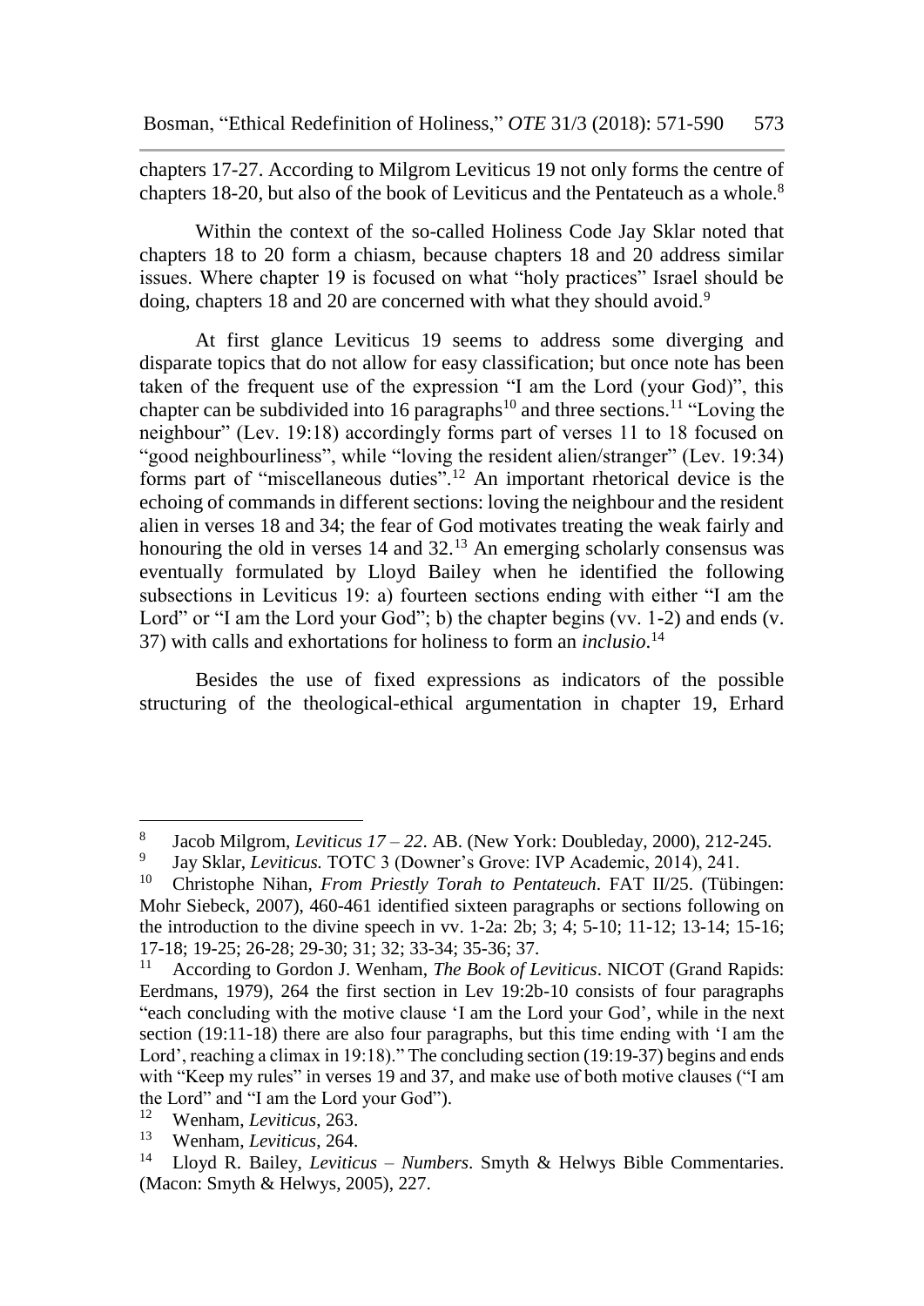chapters 17-27. According to Milgrom Leviticus 19 not only forms the centre of chapters 18-20, but also of the book of Leviticus and the Pentateuch as a whole.[8]

Within the context of the so-called Holiness Code Jay Sklar noted that chapters 18 to 20 form a chiasm, because chapters 18 and 20 address similar issues. Where chapter 19 is focused on what "holy practices" Israel should be doing, chapters 18 and 20 are concerned with what they should avoid.[9]

At first glance Leviticus 19 seems to address some diverging and disparate topics that do not allow for easy classification; but once note has been taken of the frequent use of the expression "I am the Lord (your God)", this chapter can be subdivided into 16 paragraphs[10] and three sections.[11] "Loving the neighbour" (Lev. 19:18) accordingly forms part of verses 11 to 18 focused on "good neighbourliness", while "loving the resident alien/stranger" (Lev. 19:34) forms part of "miscellaneous duties".[12] An important rhetorical device is the echoing of commands in different sections: loving the neighbour and the resident alien in verses 18 and 34; the fear of God motivates treating the weak fairly and honouring the old in verses 14 and 32.[13] An emerging scholarly consensus was eventually formulated by Lloyd Bailey when he identified the following subsections in Leviticus 19: a) fourteen sections ending with either "I am the Lord" or "I am the Lord your God"; b) the chapter begins (vv. 1-2) and ends (v. 37) with calls and exhortations for holiness to form an *inclusio*.[14]

Besides the use of fixed expressions as indicators of the possible structuring of the theological-ethical argumentation in chapter 19, Erhard

---

[8] Jacob Milgrom, *Leviticus 17 – 22*. AB. (New York: Doubleday, 2000), 212-245.

[9] Jay Sklar, *Leviticus.* TOTC 3 (Downer's Grove: IVP Academic, 2014), 241.

[10] Christophe Nihan, *From Priestly Torah to Pentateuch*. FAT II/25. (Tübingen: Mohr Siebeck, 2007), 460-461 identified sixteen paragraphs or sections following on the introduction to the divine speech in vv. 1-2a: 2b; 3; 4; 5-10; 11-12; 13-14; 15-16; 17-18; 19-25; 26-28; 29-30; 31; 32; 33-34; 35-36; 37.

[11] According to Gordon J. Wenham, *The Book of Leviticus*. NICOT (Grand Rapids: Eerdmans, 1979), 264 the first section in Lev 19:2b-10 consists of four paragraphs "each concluding with the motive clause 'I am the Lord your God', while in the next section (19:11-18) there are also four paragraphs, but this time ending with 'I am the Lord', reaching a climax in 19:18)." The concluding section (19:19-37) begins and ends with "Keep my rules" in verses 19 and 37, and make use of both motive clauses ("I am the Lord" and "I am the Lord your God").

[12] Wenham, *Leviticus*, 263.

[13] Wenham, *Leviticus*, 264.

[14] Lloyd R. Bailey, *Leviticus – Numbers*. Smyth & Helwys Bible Commentaries. (Macon: Smyth & Helwys, 2005), 227.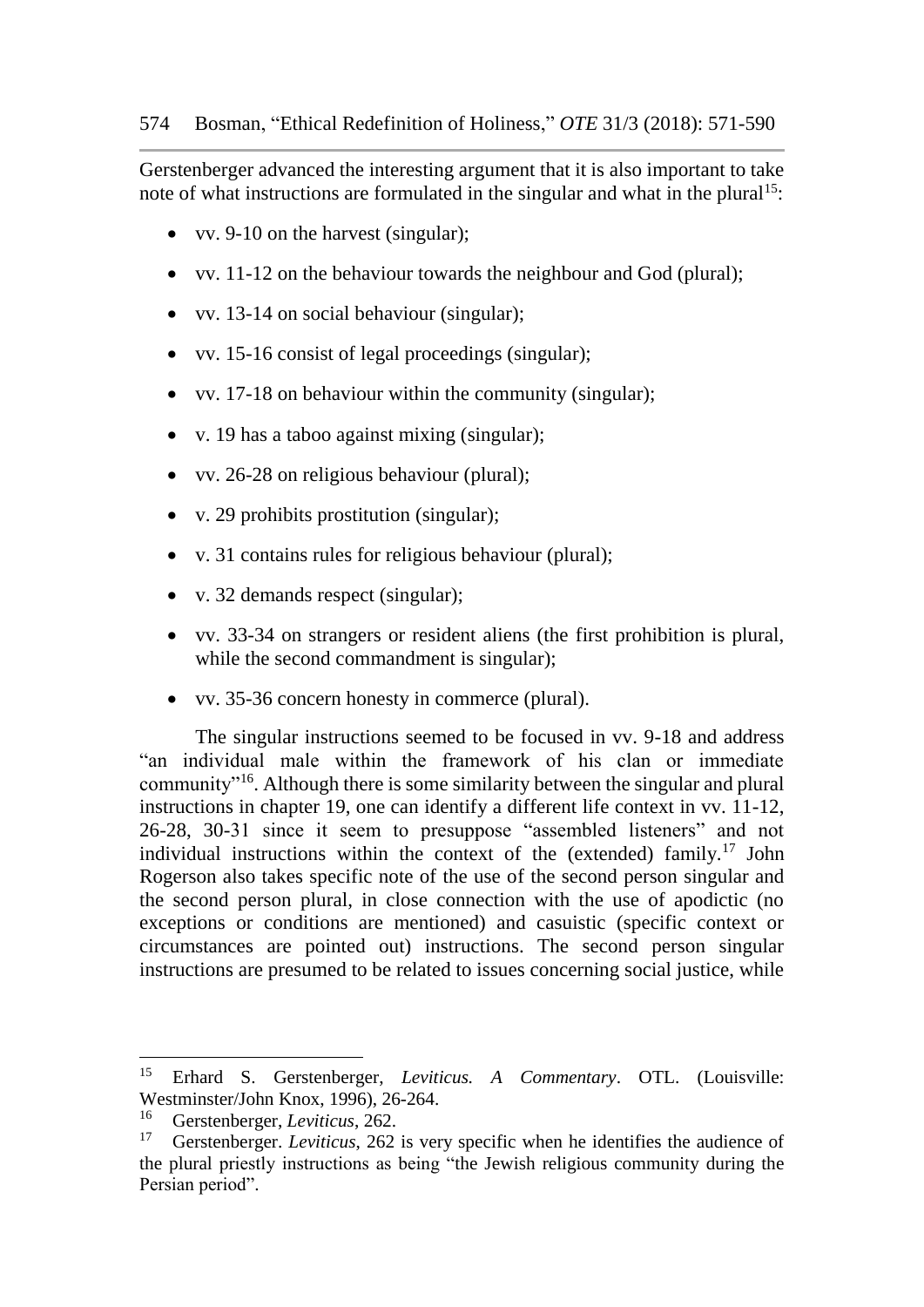Gerstenberger advanced the interesting argument that it is also important to take note of what instructions are formulated in the singular and what in the plural[15]:

- vv. 9-10 on the harvest (singular);
- vv. 11-12 on the behaviour towards the neighbour and God (plural);
- vv. 13-14 on social behaviour (singular);
- vv. 15-16 consist of legal proceedings (singular);
- vv. 17-18 on behaviour within the community (singular);
- v. 19 has a taboo against mixing (singular);
- vv. 26-28 on religious behaviour (plural);
- v. 29 prohibits prostitution (singular);
- v. 31 contains rules for religious behaviour (plural);
- v. 32 demands respect (singular);
- vv. 33-34 on strangers or resident aliens (the first prohibition is plural, while the second commandment is singular);
- vv. 35-36 concern honesty in commerce (plural).

The singular instructions seemed to be focused in vv. 9-18 and address "an individual male within the framework of his clan or immediate community"[16]. Although there is some similarity between the singular and plural instructions in chapter 19, one can identify a different life context in vv. 11-12, 26-28, 30-31 since it seem to presuppose "assembled listeners" and not individual instructions within the context of the (extended) family.[17] John Rogerson also takes specific note of the use of the second person singular and the second person plural, in close connection with the use of apodictic (no exceptions or conditions are mentioned) and casuistic (specific context or circumstances are pointed out) instructions. The second person singular instructions are presumed to be related to issues concerning social justice, while

---

[15] Erhard S. Gerstenberger, *Leviticus. A Commentary*. OTL. (Louisville: Westminster/John Knox, 1996), 26-264.

[16] Gerstenberger, *Leviticus*, 262.

[17] Gerstenberger. *Leviticus*, 262 is very specific when he identifies the audience of the plural priestly instructions as being "the Jewish religious community during the Persian period".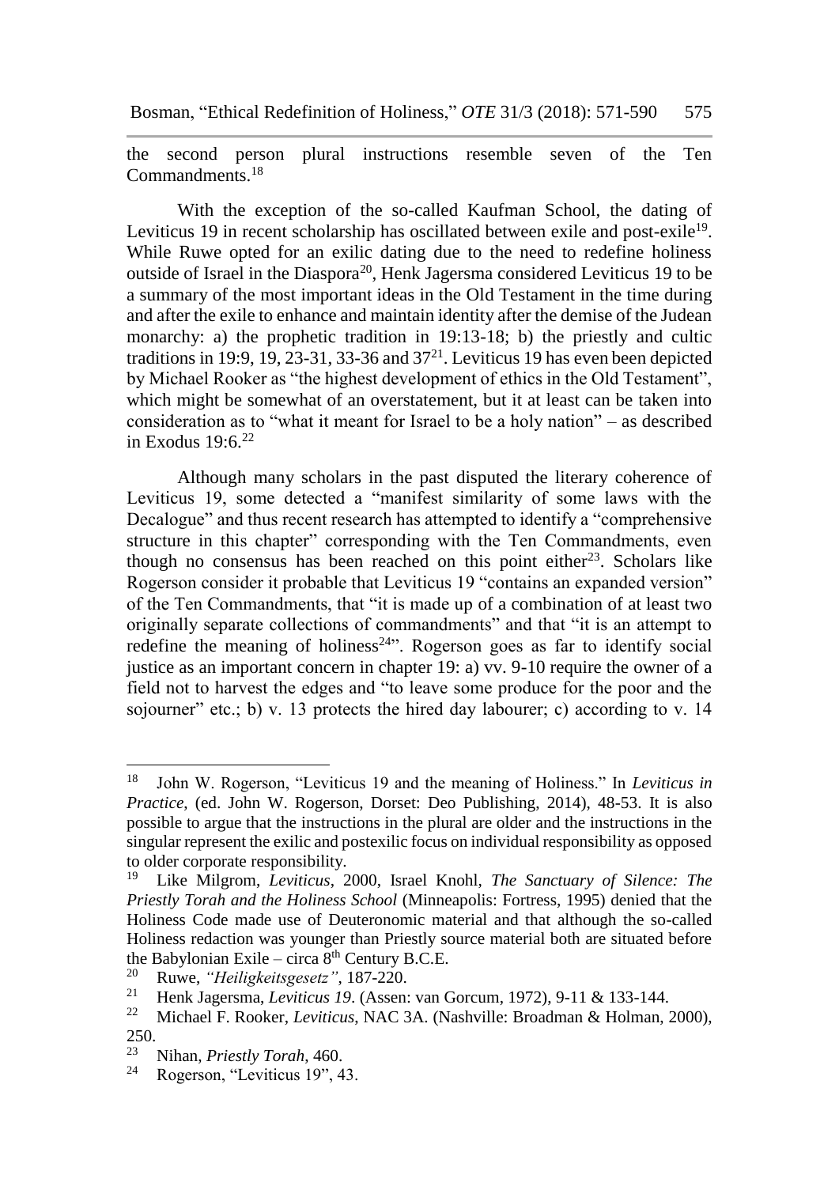the second person plural instructions resemble seven of the Ten Commandments.[18]

With the exception of the so-called Kaufman School, the dating of Leviticus 19 in recent scholarship has oscillated between exile and post-exile[19]. While Ruwe opted for an exilic dating due to the need to redefine holiness outside of Israel in the Diaspora[20], Henk Jagersma considered Leviticus 19 to be a summary of the most important ideas in the Old Testament in the time during and after the exile to enhance and maintain identity after the demise of the Judean monarchy: a) the prophetic tradition in 19:13-18; b) the priestly and cultic traditions in 19:9, 19, 23-31, 33-36 and 37[21]. Leviticus 19 has even been depicted by Michael Rooker as "the highest development of ethics in the Old Testament", which might be somewhat of an overstatement, but it at least can be taken into consideration as to "what it meant for Israel to be a holy nation" – as described in Exodus 19:6.[22]

Although many scholars in the past disputed the literary coherence of Leviticus 19, some detected a "manifest similarity of some laws with the Decalogue" and thus recent research has attempted to identify a "comprehensive structure in this chapter" corresponding with the Ten Commandments, even though no consensus has been reached on this point either[23]. Scholars like Rogerson consider it probable that Leviticus 19 "contains an expanded version" of the Ten Commandments, that "it is made up of a combination of at least two originally separate collections of commandments" and that "it is an attempt to redefine the meaning of holiness[24]". Rogerson goes as far to identify social justice as an important concern in chapter 19: a) vv. 9-10 require the owner of a field not to harvest the edges and "to leave some produce for the poor and the sojourner" etc.; b) v. 13 protects the hired day labourer; c) according to v. 14

---

[18] John W. Rogerson, "Leviticus 19 and the meaning of Holiness." In *Leviticus in Practice*, (ed. John W. Rogerson, Dorset: Deo Publishing, 2014), 48-53. It is also possible to argue that the instructions in the plural are older and the instructions in the singular represent the exilic and postexilic focus on individual responsibility as opposed to older corporate responsibility.

[19] Like Milgrom, *Leviticus*, 2000, Israel Knohl, *The Sanctuary of Silence: The Priestly Torah and the Holiness School* (Minneapolis: Fortress, 1995) denied that the Holiness Code made use of Deuteronomic material and that although the so-called Holiness redaction was younger than Priestly source material both are situated before the Babylonian Exile – circa 8th Century B.C.E.

[20] Ruwe, *"Heiligkeitsgesetz"*, 187-220.

[21] Henk Jagersma, *Leviticus 19*. (Assen: van Gorcum, 1972), 9-11 & 133-144.

[22] Michael F. Rooker, *Leviticus*, NAC 3A. (Nashville: Broadman & Holman, 2000), 250.

[23] Nihan, *Priestly Torah*, 460.

[24] Rogerson, "Leviticus 19", 43.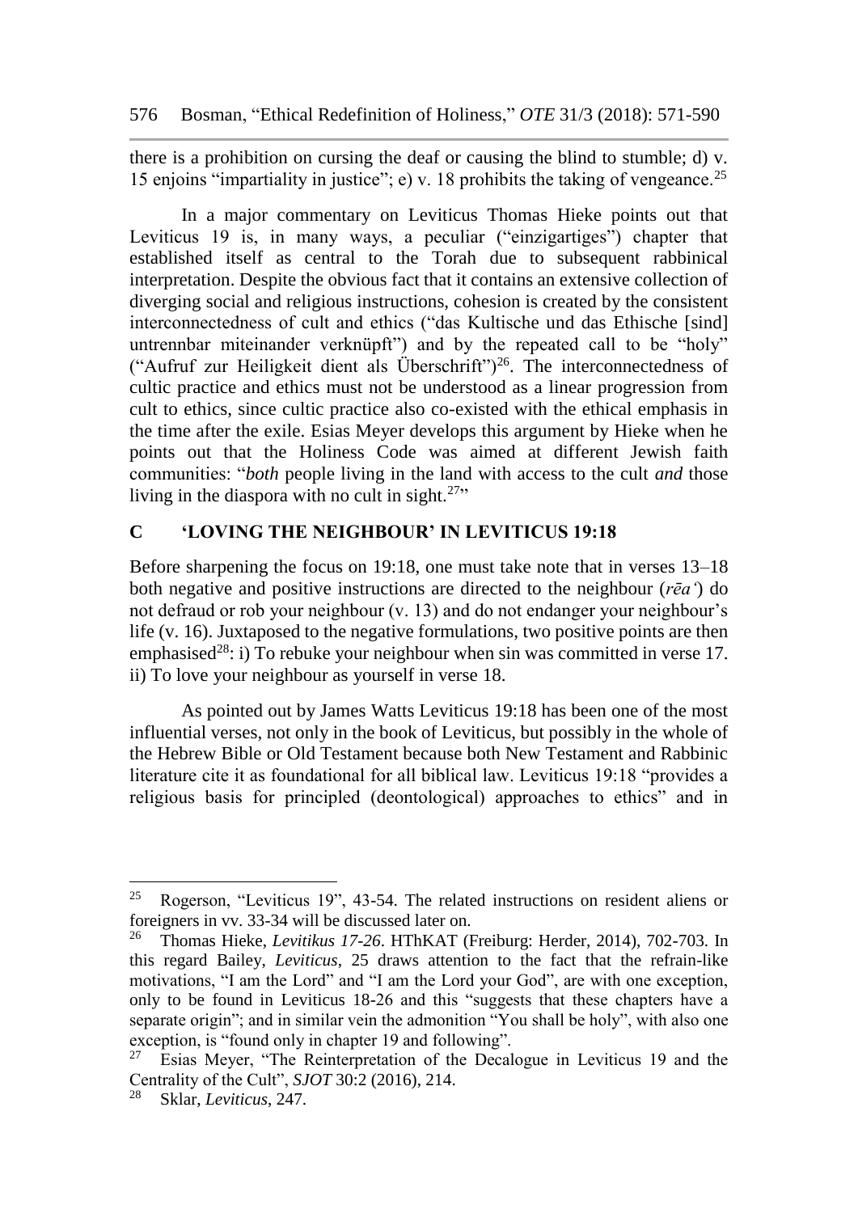there is a prohibition on cursing the deaf or causing the blind to stumble; d) v. 15 enjoins "impartiality in justice"; e) v. 18 prohibits the taking of vengeance.[25]

In a major commentary on Leviticus Thomas Hieke points out that Leviticus 19 is, in many ways, a peculiar ("einzigartiges") chapter that established itself as central to the Torah due to subsequent rabbinical interpretation. Despite the obvious fact that it contains an extensive collection of diverging social and religious instructions, cohesion is created by the consistent interconnectedness of cult and ethics ("das Kultische und das Ethische [sind] untrennbar miteinander verknüpft") and by the repeated call to be "holy" ("Aufruf zur Heiligkeit dient als Überschrift")[26]. The interconnectedness of cultic practice and ethics must not be understood as a linear progression from cult to ethics, since cultic practice also co-existed with the ethical emphasis in the time after the exile. Esias Meyer develops this argument by Hieke when he points out that the Holiness Code was aimed at different Jewish faith communities: "*both* people living in the land with access to the cult *and* those living in the diaspora with no cult in sight.[27]"

## C 'LOVING THE NEIGHBOUR' IN LEVITICUS 19:18

Before sharpening the focus on 19:18, one must take note that in verses 13–18 both negative and positive instructions are directed to the neighbour (*rēaʻ*) do not defraud or rob your neighbour (v. 13) and do not endanger your neighbour's life (v. 16). Juxtaposed to the negative formulations, two positive points are then emphasised[28]: i) To rebuke your neighbour when sin was committed in verse 17. ii) To love your neighbour as yourself in verse 18.

As pointed out by James Watts Leviticus 19:18 has been one of the most influential verses, not only in the book of Leviticus, but possibly in the whole of the Hebrew Bible or Old Testament because both New Testament and Rabbinic literature cite it as foundational for all biblical law. Leviticus 19:18 "provides a religious basis for principled (deontological) approaches to ethics" and in

---

[25] Rogerson, "Leviticus 19", 43-54. The related instructions on resident aliens or foreigners in vv. 33-34 will be discussed later on.

[26] Thomas Hieke, *Levitikus 17-26*. HThKAT (Freiburg: Herder, 2014), 702-703. In this regard Bailey, *Leviticus*, 25 draws attention to the fact that the refrain-like motivations, "I am the Lord" and "I am the Lord your God", are with one exception, only to be found in Leviticus 18-26 and this "suggests that these chapters have a separate origin"; and in similar vein the admonition "You shall be holy", with also one exception, is "found only in chapter 19 and following".

[27] Esias Meyer, "The Reinterpretation of the Decalogue in Leviticus 19 and the Centrality of the Cult", *SJOT* 30:2 (2016), 214.

[28] Sklar, *Leviticus*, 247.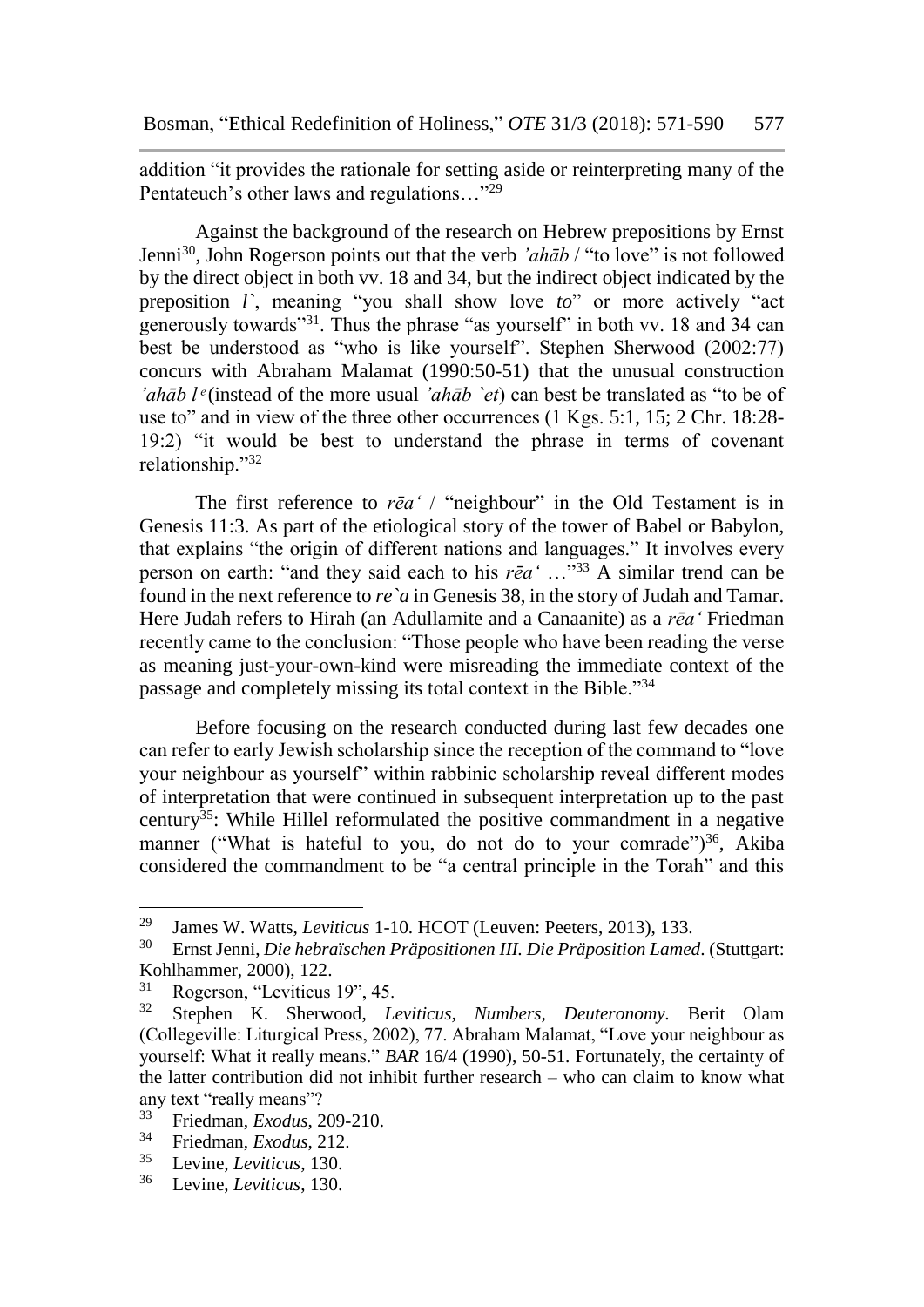addition "it provides the rationale for setting aside or reinterpreting many of the Pentateuch's other laws and regulations…"[29]

Against the background of the research on Hebrew prepositions by Ernst Jenni[30], John Rogerson points out that the verb *'ahāb* / "to love" is not followed by the direct object in both vv. 18 and 34, but the indirect object indicated by the preposition *l`*, meaning "you shall show love *to*" or more actively "act generously towards"[31]. Thus the phrase "as yourself" in both vv. 18 and 34 can best be understood as "who is like yourself". Stephen Sherwood (2002:77) concurs with Abraham Malamat (1990:50-51) that the unusual construction *'ahāb l*ᵉ (instead of the more usual *'ahāb `et*) can best be translated as "to be of use to" and in view of the three other occurrences (1 Kgs. 5:1, 15; 2 Chr. 18:28-19:2) "it would be best to understand the phrase in terms of covenant relationship."[32]

The first reference to *rēa'* / "neighbour" in the Old Testament is in Genesis 11:3. As part of the etiological story of the tower of Babel or Babylon, that explains "the origin of different nations and languages." It involves every person on earth: "and they said each to his *rēa'* …"[33] A similar trend can be found in the next reference to *re`a* in Genesis 38, in the story of Judah and Tamar. Here Judah refers to Hirah (an Adullamite and a Canaanite) as a *rēa'* Friedman recently came to the conclusion: "Those people who have been reading the verse as meaning just-your-own-kind were misreading the immediate context of the passage and completely missing its total context in the Bible."[34]

Before focusing on the research conducted during last few decades one can refer to early Jewish scholarship since the reception of the command to "love your neighbour as yourself" within rabbinic scholarship reveal different modes of interpretation that were continued in subsequent interpretation up to the past century[35]: While Hillel reformulated the positive commandment in a negative manner ("What is hateful to you, do not do to your comrade")[36], Akiba considered the commandment to be "a central principle in the Torah" and this

---

[29] James W. Watts, *Leviticus* 1-10. HCOT (Leuven: Peeters, 2013), 133.

[30] Ernst Jenni, *Die hebraïschen Präpositionen III. Die Präposition Lamed*. (Stuttgart: Kohlhammer, 2000), 122.

[31] Rogerson, "Leviticus 19", 45.

[32] Stephen K. Sherwood, *Leviticus, Numbers, Deuteronomy*. Berit Olam (Collegeville: Liturgical Press, 2002), 77. Abraham Malamat, "Love your neighbour as yourself: What it really means." *BAR* 16/4 (1990), 50-51. Fortunately, the certainty of the latter contribution did not inhibit further research – who can claim to know what any text "really means"?

[33] Friedman, *Exodus*, 209-210.

[34] Friedman, *Exodus*, 212.

[35] Levine, *Leviticus*, 130.

[36] Levine, *Leviticus*, 130.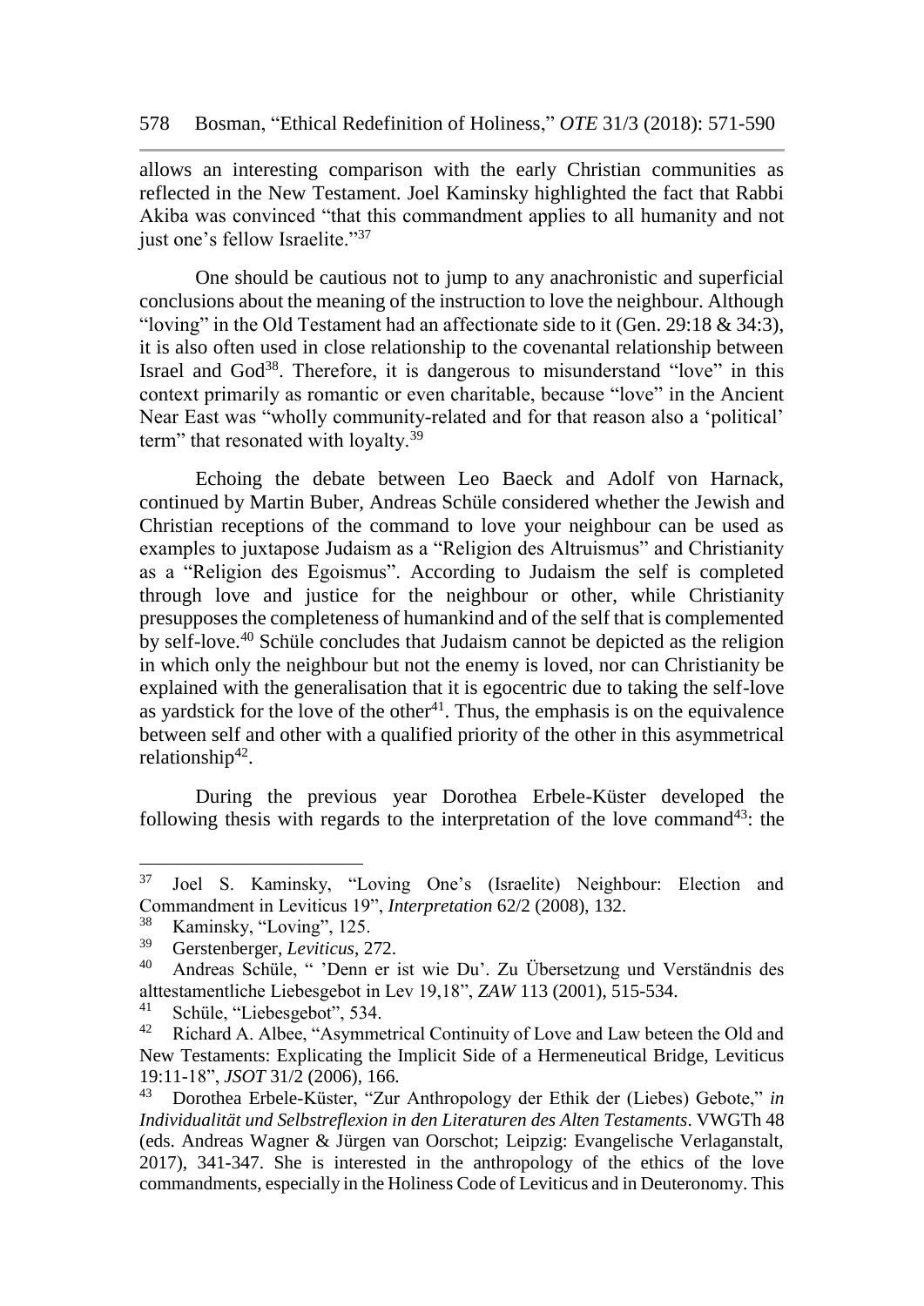allows an interesting comparison with the early Christian communities as reflected in the New Testament. Joel Kaminsky highlighted the fact that Rabbi Akiba was convinced "that this commandment applies to all humanity and not just one's fellow Israelite."[37]

One should be cautious not to jump to any anachronistic and superficial conclusions about the meaning of the instruction to love the neighbour. Although "loving" in the Old Testament had an affectionate side to it (Gen. 29:18 & 34:3), it is also often used in close relationship to the covenantal relationship between Israel and God[38]. Therefore, it is dangerous to misunderstand "love" in this context primarily as romantic or even charitable, because "love" in the Ancient Near East was "wholly community-related and for that reason also a 'political' term" that resonated with loyalty.[39]

Echoing the debate between Leo Baeck and Adolf von Harnack, continued by Martin Buber, Andreas Schüle considered whether the Jewish and Christian receptions of the command to love your neighbour can be used as examples to juxtapose Judaism as a "Religion des Altruismus" and Christianity as a "Religion des Egoismus". According to Judaism the self is completed through love and justice for the neighbour or other, while Christianity presupposes the completeness of humankind and of the self that is complemented by self-love.[40] Schüle concludes that Judaism cannot be depicted as the religion in which only the neighbour but not the enemy is loved, nor can Christianity be explained with the generalisation that it is egocentric due to taking the self-love as yardstick for the love of the other[41]. Thus, the emphasis is on the equivalence between self and other with a qualified priority of the other in this asymmetrical relationship[42].

During the previous year Dorothea Erbele-Küster developed the following thesis with regards to the interpretation of the love command[43]: the

---

[37] Joel S. Kaminsky, "Loving One's (Israelite) Neighbour: Election and Commandment in Leviticus 19", *Interpretation* 62/2 (2008), 132.

[38] Kaminsky, "Loving", 125.

[39] Gerstenberger, *Leviticus*, 272.

[40] Andreas Schüle, " 'Denn er ist wie Du'. Zu Übersetzung und Verständnis des alttestamentliche Liebesgebot in Lev 19,18", *ZAW* 113 (2001), 515-534.

[41] Schüle, "Liebesgebot", 534.

[42] Richard A. Albee, "Asymmetrical Continuity of Love and Law beteen the Old and New Testaments: Explicating the Implicit Side of a Hermeneutical Bridge, Leviticus 19:11-18", *JSOT* 31/2 (2006), 166.

[43] Dorothea Erbele-Küster, "Zur Anthropology der Ethik der (Liebes) Gebote," *in Individualität und Selbstreflexion in den Literaturen des Alten Testaments*. VWGTh 48 (eds. Andreas Wagner & Jürgen van Oorschot; Leipzig: Evangelische Verlaganstalt, 2017), 341-347. She is interested in the anthropology of the ethics of the love commandments, especially in the Holiness Code of Leviticus and in Deuteronomy. This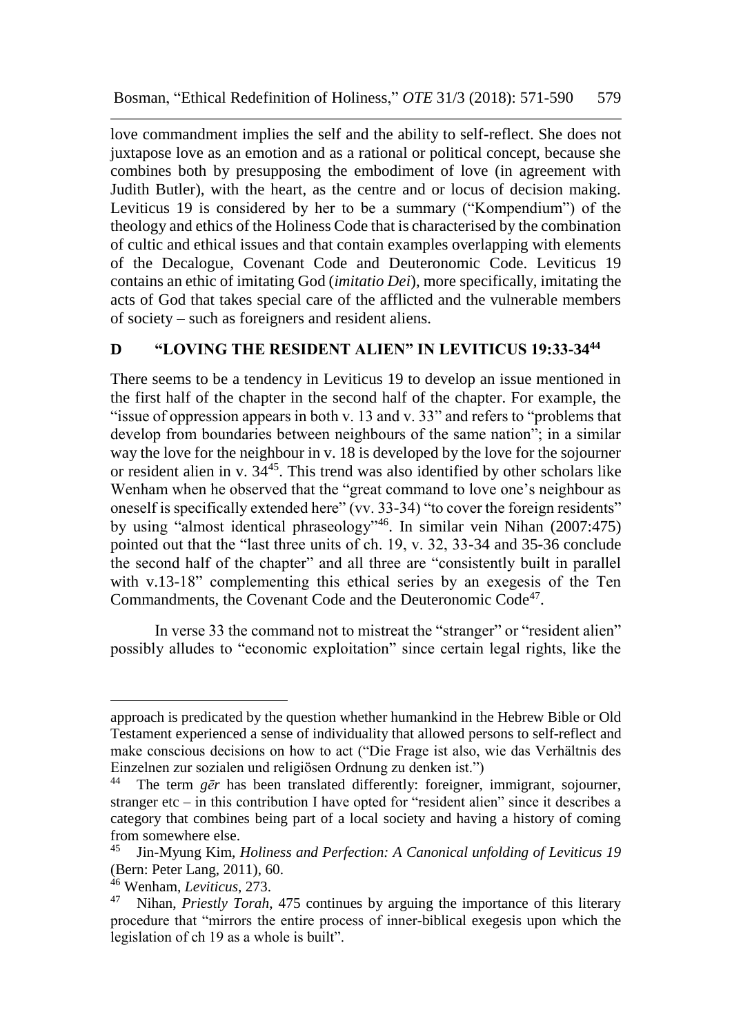love commandment implies the self and the ability to self-reflect. She does not juxtapose love as an emotion and as a rational or political concept, because she combines both by presupposing the embodiment of love (in agreement with Judith Butler), with the heart, as the centre and or locus of decision making. Leviticus 19 is considered by her to be a summary ("Kompendium") of the theology and ethics of the Holiness Code that is characterised by the combination of cultic and ethical issues and that contain examples overlapping with elements of the Decalogue, Covenant Code and Deuteronomic Code. Leviticus 19 contains an ethic of imitating God (*imitatio Dei*), more specifically, imitating the acts of God that takes special care of the afflicted and the vulnerable members of society – such as foreigners and resident aliens.

## D "LOVING THE RESIDENT ALIEN" IN LEVITICUS 19:33-34[44]

There seems to be a tendency in Leviticus 19 to develop an issue mentioned in the first half of the chapter in the second half of the chapter. For example, the "issue of oppression appears in both v. 13 and v. 33" and refers to "problems that develop from boundaries between neighbours of the same nation"; in a similar way the love for the neighbour in v. 18 is developed by the love for the sojourner or resident alien in v. 34[45]. This trend was also identified by other scholars like Wenham when he observed that the "great command to love one's neighbour as oneself is specifically extended here" (vv. 33-34) "to cover the foreign residents" by using "almost identical phraseology"[46]. In similar vein Nihan (2007:475) pointed out that the "last three units of ch. 19, v. 32, 33-34 and 35-36 conclude the second half of the chapter" and all three are "consistently built in parallel with v.13-18" complementing this ethical series by an exegesis of the Ten Commandments, the Covenant Code and the Deuteronomic Code[47].

In verse 33 the command not to mistreat the "stranger" or "resident alien" possibly alludes to "economic exploitation" since certain legal rights, like the

---

approach is predicated by the question whether humankind in the Hebrew Bible or Old Testament experienced a sense of individuality that allowed persons to self-reflect and make conscious decisions on how to act ("Die Frage ist also, wie das Verhältnis des Einzelnen zur sozialen und religiösen Ordnung zu denken ist.")

[44] The term *gēr* has been translated differently: foreigner, immigrant, sojourner, stranger etc – in this contribution I have opted for "resident alien" since it describes a category that combines being part of a local society and having a history of coming from somewhere else.

[45] Jin-Myung Kim, *Holiness and Perfection: A Canonical unfolding of Leviticus 19* (Bern: Peter Lang, 2011), 60.

[46] Wenham, *Leviticus*, 273.

[47] Nihan, *Priestly Torah*, 475 continues by arguing the importance of this literary procedure that "mirrors the entire process of inner-biblical exegesis upon which the legislation of ch 19 as a whole is built".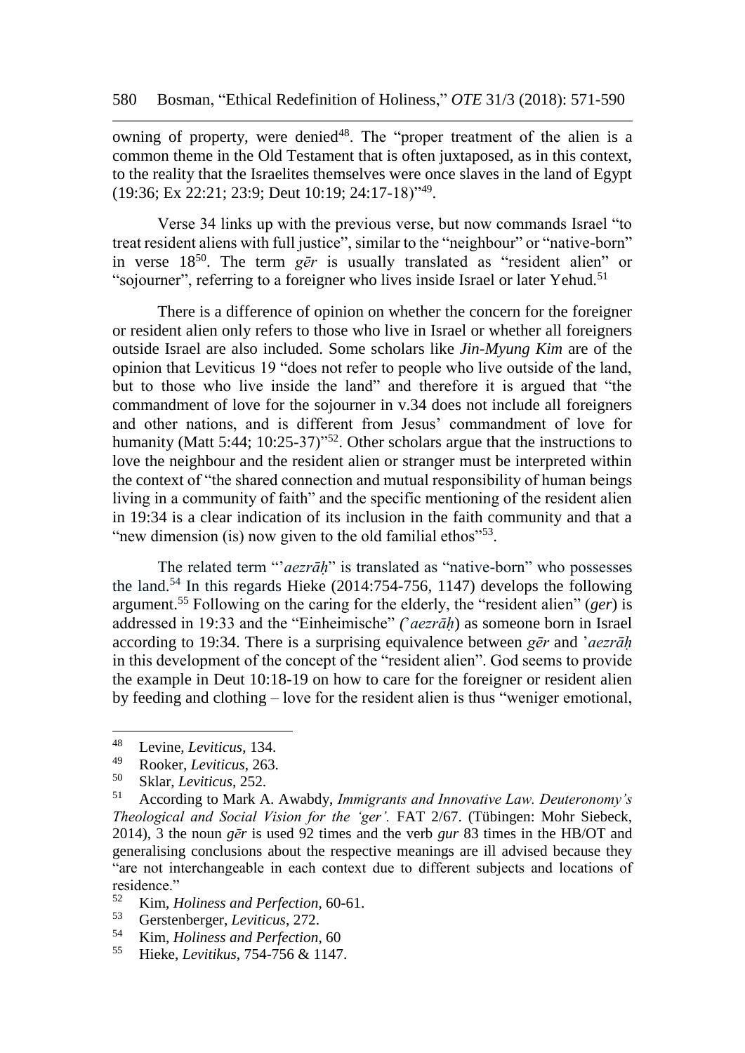owning of property, were denied[48]. The "proper treatment of the alien is a common theme in the Old Testament that is often juxtaposed, as in this context, to the reality that the Israelites themselves were once slaves in the land of Egypt (19:36; Ex 22:21; 23:9; Deut 10:19; 24:17-18)"[49].

Verse 34 links up with the previous verse, but now commands Israel "to treat resident aliens with full justice", similar to the "neighbour" or "native-born" in verse 18[50]. The term *gēr* is usually translated as "resident alien" or "sojourner", referring to a foreigner who lives inside Israel or later Yehud.[51]

There is a difference of opinion on whether the concern for the foreigner or resident alien only refers to those who live in Israel or whether all foreigners outside Israel are also included. Some scholars like *Jin-Myung Kim* are of the opinion that Leviticus 19 "does not refer to people who live outside of the land, but to those who live inside the land" and therefore it is argued that "the commandment of love for the sojourner in v.34 does not include all foreigners and other nations, and is different from Jesus' commandment of love for humanity (Matt 5:44; 10:25-37)"[52]. Other scholars argue that the instructions to love the neighbour and the resident alien or stranger must be interpreted within the context of "the shared connection and mutual responsibility of human beings living in a community of faith" and the specific mentioning of the resident alien in 19:34 is a clear indication of its inclusion in the faith community and that a "new dimension (is) now given to the old familial ethos"[53].

The related term "'*aezrāḥ*" is translated as "native-born" who possesses the land.[54] In this regards Hieke (2014:754-756, 1147) develops the following argument.[55] Following on the caring for the elderly, the "resident alien" (*ger*) is addressed in 19:33 and the "Einheimische" *('aezrāḥ*) as someone born in Israel according to 19:34. There is a surprising equivalence between *gēr* and '*aezrāḥ* in this development of the concept of the "resident alien". God seems to provide the example in Deut 10:18-19 on how to care for the foreigner or resident alien by feeding and clothing – love for the resident alien is thus "weniger emotional,

---

[48] Levine, *Leviticus*, 134.

[49] Rooker, *Leviticus*, 263.

[50] Sklar, *Leviticus*, 252.

[51] According to Mark A. Awabdy, *Immigrants and Innovative Law. Deuteronomy's Theological and Social Vision for the 'ger'.* FAT 2/67. (Tübingen: Mohr Siebeck, 2014), 3 the noun *gēr* is used 92 times and the verb *gur* 83 times in the HB/OT and generalising conclusions about the respective meanings are ill advised because they "are not interchangeable in each context due to different subjects and locations of residence."

[52] Kim, *Holiness and Perfection*, 60-61.

[53] Gerstenberger, *Leviticus*, 272.

[54] Kim, *Holiness and Perfection*, 60

[55] Hieke, *Levitikus*, 754-756 & 1147.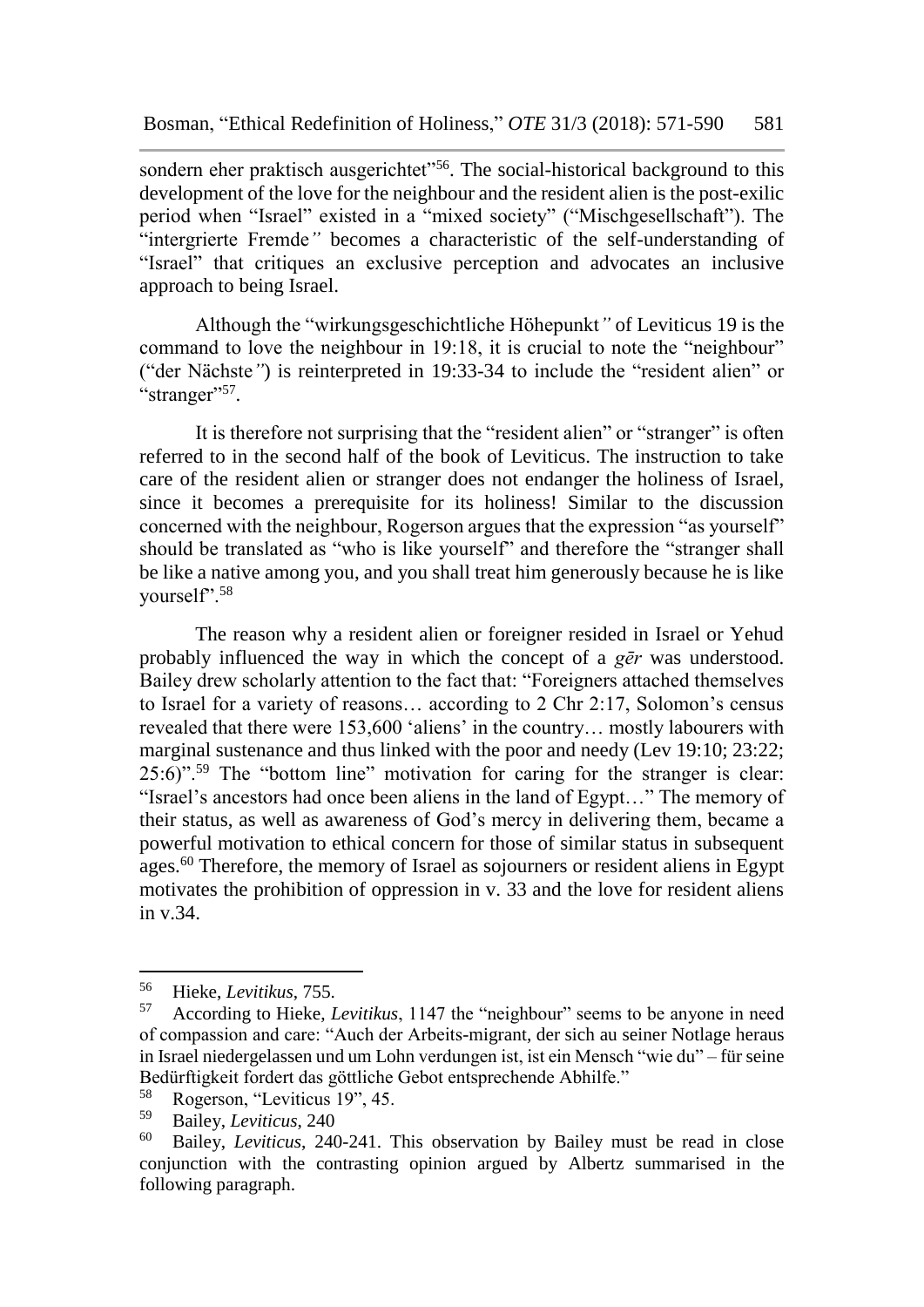sondern eher praktisch ausgerichtet"[56]. The social-historical background to this development of the love for the neighbour and the resident alien is the post-exilic period when "Israel" existed in a "mixed society" ("Mischgesellschaft"). The "intergrierte Fremde*"* becomes a characteristic of the self-understanding of "Israel" that critiques an exclusive perception and advocates an inclusive approach to being Israel.

Although the "wirkungsgeschichtliche Höhepunkt*"* of Leviticus 19 is the command to love the neighbour in 19:18, it is crucial to note the "neighbour" ("der Nächste*"*) is reinterpreted in 19:33-34 to include the "resident alien" or "stranger"[57].

It is therefore not surprising that the "resident alien" or "stranger" is often referred to in the second half of the book of Leviticus. The instruction to take care of the resident alien or stranger does not endanger the holiness of Israel, since it becomes a prerequisite for its holiness! Similar to the discussion concerned with the neighbour, Rogerson argues that the expression "as yourself" should be translated as "who is like yourself" and therefore the "stranger shall be like a native among you, and you shall treat him generously because he is like yourself".[58]

The reason why a resident alien or foreigner resided in Israel or Yehud probably influenced the way in which the concept of a *gēr* was understood. Bailey drew scholarly attention to the fact that: "Foreigners attached themselves to Israel for a variety of reasons… according to 2 Chr 2:17, Solomon's census revealed that there were 153,600 'aliens' in the country… mostly labourers with marginal sustenance and thus linked with the poor and needy (Lev 19:10; 23:22; 25:6)".[59] The "bottom line" motivation for caring for the stranger is clear: "Israel's ancestors had once been aliens in the land of Egypt…" The memory of their status, as well as awareness of God's mercy in delivering them, became a powerful motivation to ethical concern for those of similar status in subsequent ages.[60] Therefore, the memory of Israel as sojourners or resident aliens in Egypt motivates the prohibition of oppression in v. 33 and the love for resident aliens in v.34.

---

[56] Hieke, *Levitikus*, 755.

[57] According to Hieke, *Levitikus*, 1147 the "neighbour" seems to be anyone in need of compassion and care: "Auch der Arbeits-migrant, der sich au seiner Notlage heraus in Israel niedergelassen und um Lohn verdungen ist, ist ein Mensch "wie du" – für seine Bedürftigkeit fordert das göttliche Gebot entsprechende Abhilfe."

[58] Rogerson, "Leviticus 19", 45.

[59] Bailey, *Leviticus*, 240

[60] Bailey, *Leviticus*, 240-241. This observation by Bailey must be read in close conjunction with the contrasting opinion argued by Albertz summarised in the following paragraph.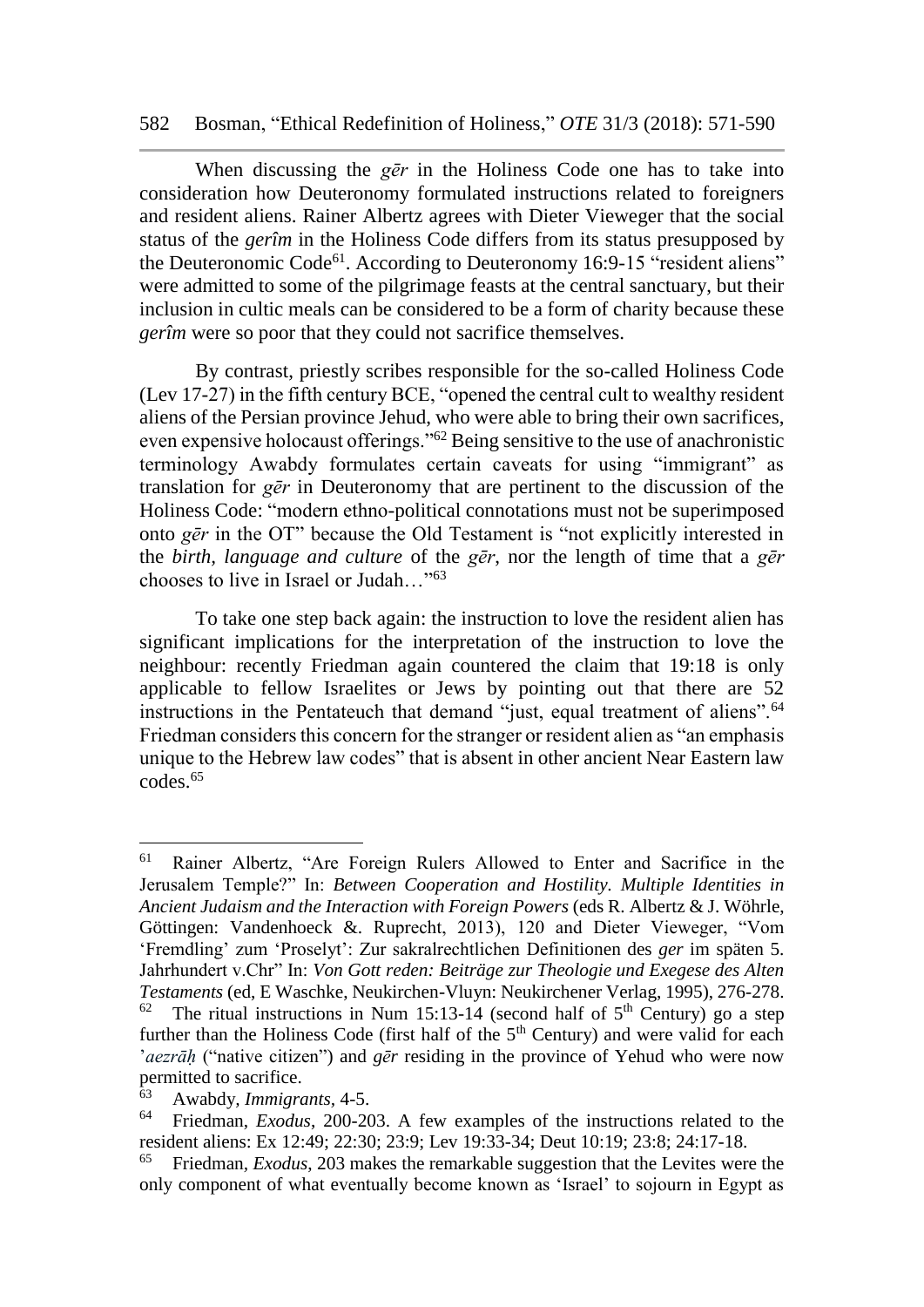When discussing the *gēr* in the Holiness Code one has to take into consideration how Deuteronomy formulated instructions related to foreigners and resident aliens. Rainer Albertz agrees with Dieter Vieweger that the social status of the *gerîm* in the Holiness Code differs from its status presupposed by the Deuteronomic Code[61]. According to Deuteronomy 16:9-15 "resident aliens" were admitted to some of the pilgrimage feasts at the central sanctuary, but their inclusion in cultic meals can be considered to be a form of charity because these *gerîm* were so poor that they could not sacrifice themselves.

By contrast, priestly scribes responsible for the so-called Holiness Code (Lev 17-27) in the fifth century BCE, "opened the central cult to wealthy resident aliens of the Persian province Jehud, who were able to bring their own sacrifices, even expensive holocaust offerings."[62] Being sensitive to the use of anachronistic terminology Awabdy formulates certain caveats for using "immigrant" as translation for *gēr* in Deuteronomy that are pertinent to the discussion of the Holiness Code: "modern ethno-political connotations must not be superimposed onto *gēr* in the OT" because the Old Testament is "not explicitly interested in the *birth, language and culture* of the *gēr*, nor the length of time that a *gēr* chooses to live in Israel or Judah…"[63]

To take one step back again: the instruction to love the resident alien has significant implications for the interpretation of the instruction to love the neighbour: recently Friedman again countered the claim that 19:18 is only applicable to fellow Israelites or Jews by pointing out that there are 52 instructions in the Pentateuch that demand "just, equal treatment of aliens".[64] Friedman considers this concern for the stranger or resident alien as "an emphasis unique to the Hebrew law codes" that is absent in other ancient Near Eastern law codes.[65]

---

[61] Rainer Albertz, "Are Foreign Rulers Allowed to Enter and Sacrifice in the Jerusalem Temple?" In: *Between Cooperation and Hostility. Multiple Identities in Ancient Judaism and the Interaction with Foreign Powers* (eds R. Albertz & J. Wöhrle, Göttingen: Vandenhoeck &. Ruprecht, 2013), 120 and Dieter Vieweger, "Vom 'Fremdling' zum 'Proselyt': Zur sakralrechtlichen Definitionen des *ger* im späten 5. Jahrhundert v.Chr" In: *Von Gott reden: Beiträge zur Theologie und Exegese des Alten Testaments* (ed, E Waschke, Neukirchen-Vluyn: Neukirchener Verlag, 1995), 276-278.

[62] The ritual instructions in Num 15:13-14 (second half of 5th Century) go a step further than the Holiness Code (first half of the 5th Century) and were valid for each *'aezrāḥ* ("native citizen") and *gēr* residing in the province of Yehud who were now permitted to sacrifice.

[63] Awabdy, *Immigrants*, 4-5.

[64] Friedman, *Exodus*, 200-203. A few examples of the instructions related to the resident aliens: Ex 12:49; 22:30; 23:9; Lev 19:33-34; Deut 10:19; 23:8; 24:17-18.

[65] Friedman, *Exodus*, 203 makes the remarkable suggestion that the Levites were the only component of what eventually become known as 'Israel' to sojourn in Egypt as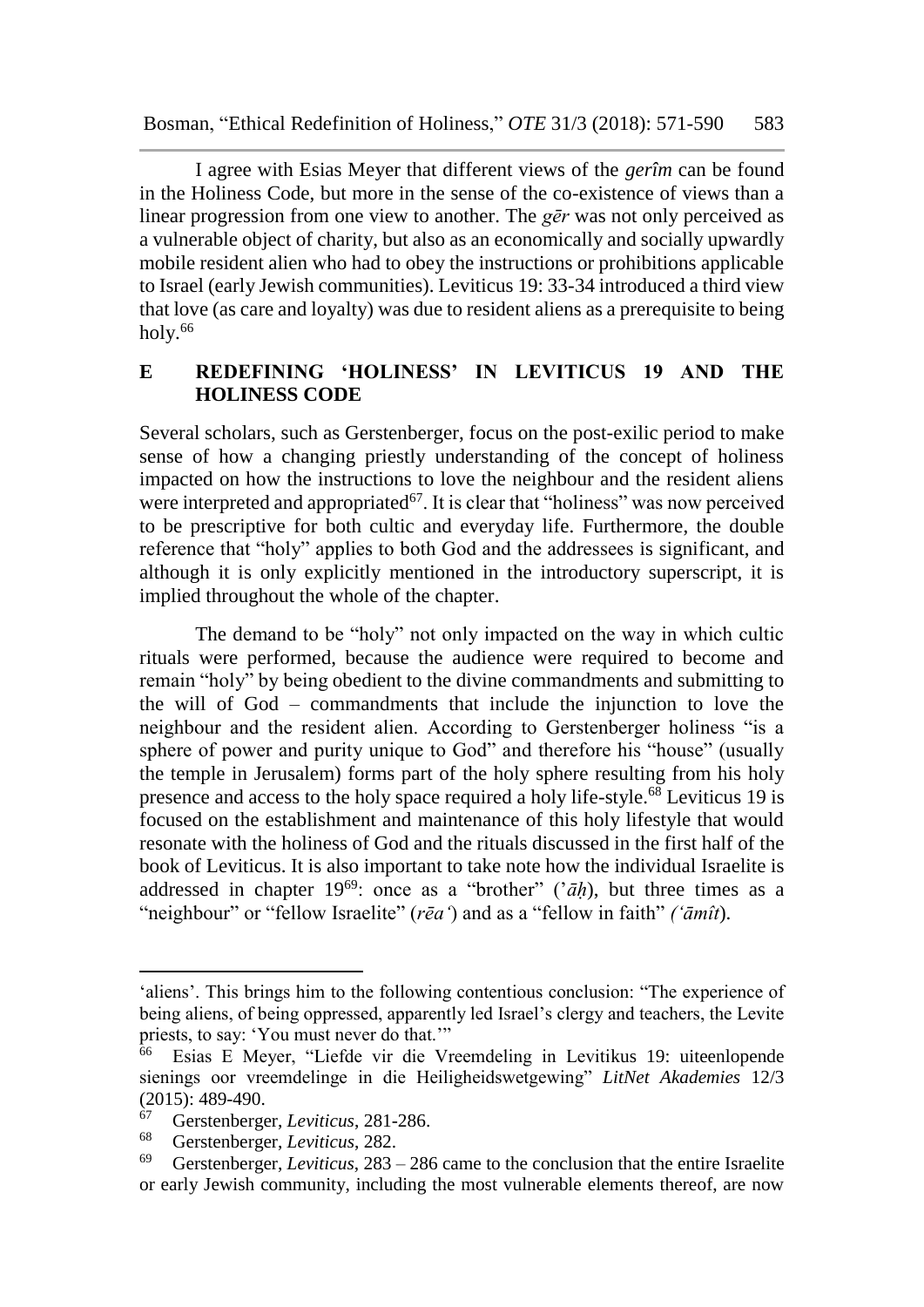I agree with Esias Meyer that different views of the *gerîm* can be found in the Holiness Code, but more in the sense of the co-existence of views than a linear progression from one view to another. The *gēr* was not only perceived as a vulnerable object of charity, but also as an economically and socially upwardly mobile resident alien who had to obey the instructions or prohibitions applicable to Israel (early Jewish communities). Leviticus 19: 33-34 introduced a third view that love (as care and loyalty) was due to resident aliens as a prerequisite to being holy.[66]

## E REDEFINING 'HOLINESS' IN LEVITICUS 19 AND THE HOLINESS CODE

Several scholars, such as Gerstenberger, focus on the post-exilic period to make sense of how a changing priestly understanding of the concept of holiness impacted on how the instructions to love the neighbour and the resident aliens were interpreted and appropriated[67]. It is clear that "holiness" was now perceived to be prescriptive for both cultic and everyday life. Furthermore, the double reference that "holy" applies to both God and the addressees is significant, and although it is only explicitly mentioned in the introductory superscript, it is implied throughout the whole of the chapter.

The demand to be "holy" not only impacted on the way in which cultic rituals were performed, because the audience were required to become and remain "holy" by being obedient to the divine commandments and submitting to the will of God – commandments that include the injunction to love the neighbour and the resident alien. According to Gerstenberger holiness "is a sphere of power and purity unique to God" and therefore his "house" (usually the temple in Jerusalem) forms part of the holy sphere resulting from his holy presence and access to the holy space required a holy life-style.[68] Leviticus 19 is focused on the establishment and maintenance of this holy lifestyle that would resonate with the holiness of God and the rituals discussed in the first half of the book of Leviticus. It is also important to take note how the individual Israelite is addressed in chapter 19[69]: once as a "brother" (*'āḥ*), but three times as a "neighbour" or "fellow Israelite" (*rēa'*) and as a "fellow in faith" *('āmît*).

---

'aliens'. This brings him to the following contentious conclusion: "The experience of being aliens, of being oppressed, apparently led Israel's clergy and teachers, the Levite priests, to say: 'You must never do that.'"

[66] Esias E Meyer, "Liefde vir die Vreemdeling in Levitikus 19: uiteenlopende sienings oor vreemdelinge in die Heiligheidswetgewing" *LitNet Akademies* 12/3 (2015): 489-490.

[67] Gerstenberger, *Leviticus*, 281-286.

[68] Gerstenberger, *Leviticus*, 282.

[69] Gerstenberger, *Leviticus*, 283 – 286 came to the conclusion that the entire Israelite or early Jewish community, including the most vulnerable elements thereof, are now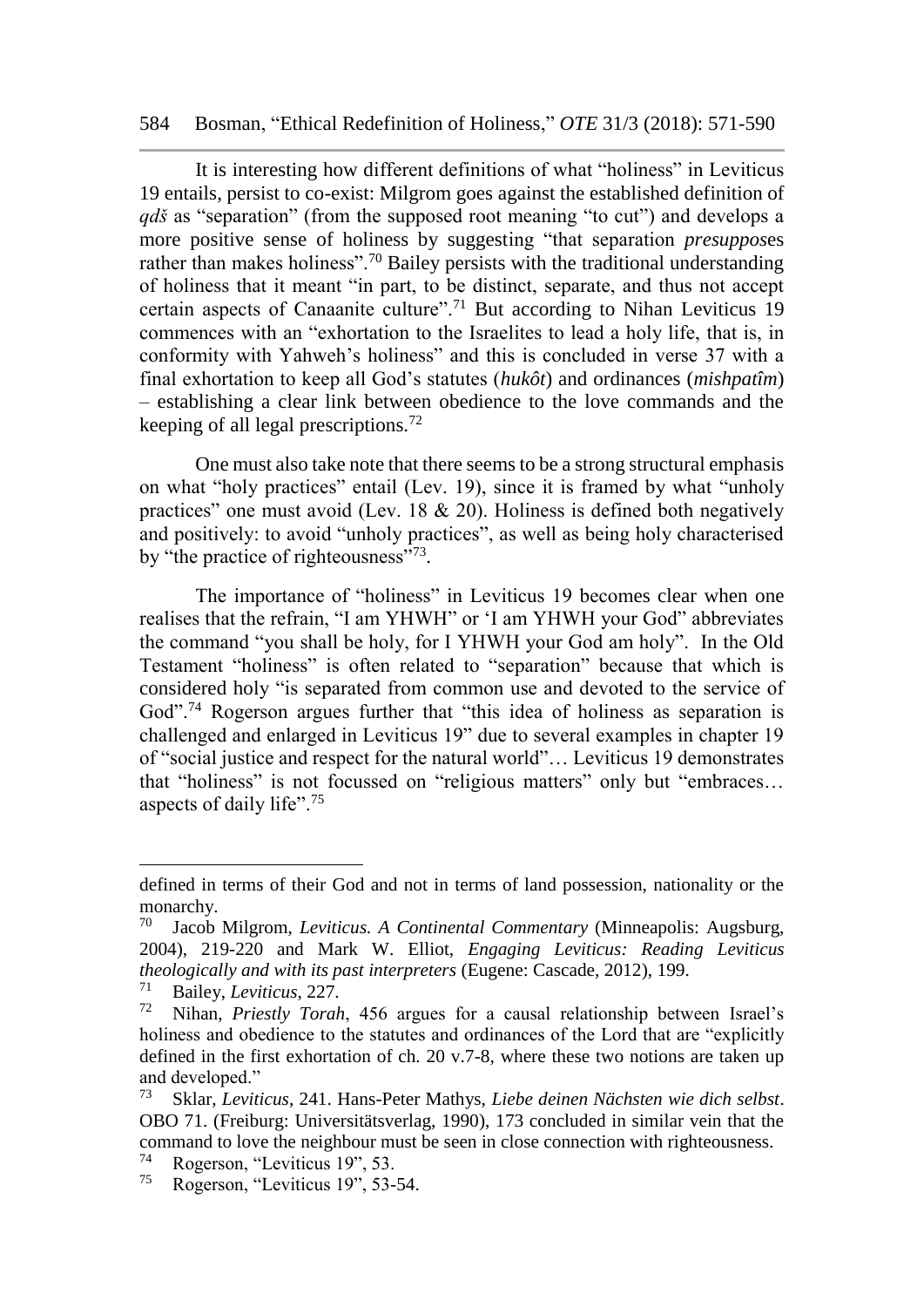It is interesting how different definitions of what "holiness" in Leviticus 19 entails, persist to co-exist: Milgrom goes against the established definition of *qdš* as "separation" (from the supposed root meaning "to cut") and develops a more positive sense of holiness by suggesting "that separation *presuppose*s rather than makes holiness".[70] Bailey persists with the traditional understanding of holiness that it meant "in part, to be distinct, separate, and thus not accept certain aspects of Canaanite culture".[71] But according to Nihan Leviticus 19 commences with an "exhortation to the Israelites to lead a holy life, that is, in conformity with Yahweh's holiness" and this is concluded in verse 37 with a final exhortation to keep all God's statutes (*hukôt*) and ordinances (*mishpatîm*) – establishing a clear link between obedience to the love commands and the keeping of all legal prescriptions.[72]

One must also take note that there seems to be a strong structural emphasis on what "holy practices" entail (Lev. 19), since it is framed by what "unholy practices" one must avoid (Lev. 18 & 20). Holiness is defined both negatively and positively: to avoid "unholy practices", as well as being holy characterised by "the practice of righteousness"[73].

The importance of "holiness" in Leviticus 19 becomes clear when one realises that the refrain, "I am YHWH" or 'I am YHWH your God" abbreviates the command "you shall be holy, for I YHWH your God am holy". In the Old Testament "holiness" is often related to "separation" because that which is considered holy "is separated from common use and devoted to the service of God".[74] Rogerson argues further that "this idea of holiness as separation is challenged and enlarged in Leviticus 19" due to several examples in chapter 19 of "social justice and respect for the natural world"… Leviticus 19 demonstrates that "holiness" is not focussed on "religious matters" only but "embraces… aspects of daily life".[75]

---

defined in terms of their God and not in terms of land possession, nationality or the monarchy.

[70] Jacob Milgrom, *Leviticus. A Continental Commentary* (Minneapolis: Augsburg, 2004), 219-220 and Mark W. Elliot, *Engaging Leviticus: Reading Leviticus theologically and with its past interpreters* (Eugene: Cascade, 2012), 199.

[71] Bailey, *Leviticus*, 227.

[72] Nihan, *Priestly Torah*, 456 argues for a causal relationship between Israel's holiness and obedience to the statutes and ordinances of the Lord that are "explicitly defined in the first exhortation of ch. 20 v.7-8, where these two notions are taken up and developed."

[73] Sklar, *Leviticus*, 241. Hans-Peter Mathys, *Liebe deinen Nächsten wie dich selbst*. OBO 71. (Freiburg: Universitätsverlag, 1990), 173 concluded in similar vein that the command to love the neighbour must be seen in close connection with righteousness.

[74] Rogerson, "Leviticus 19", 53.

[75] Rogerson, "Leviticus 19", 53-54.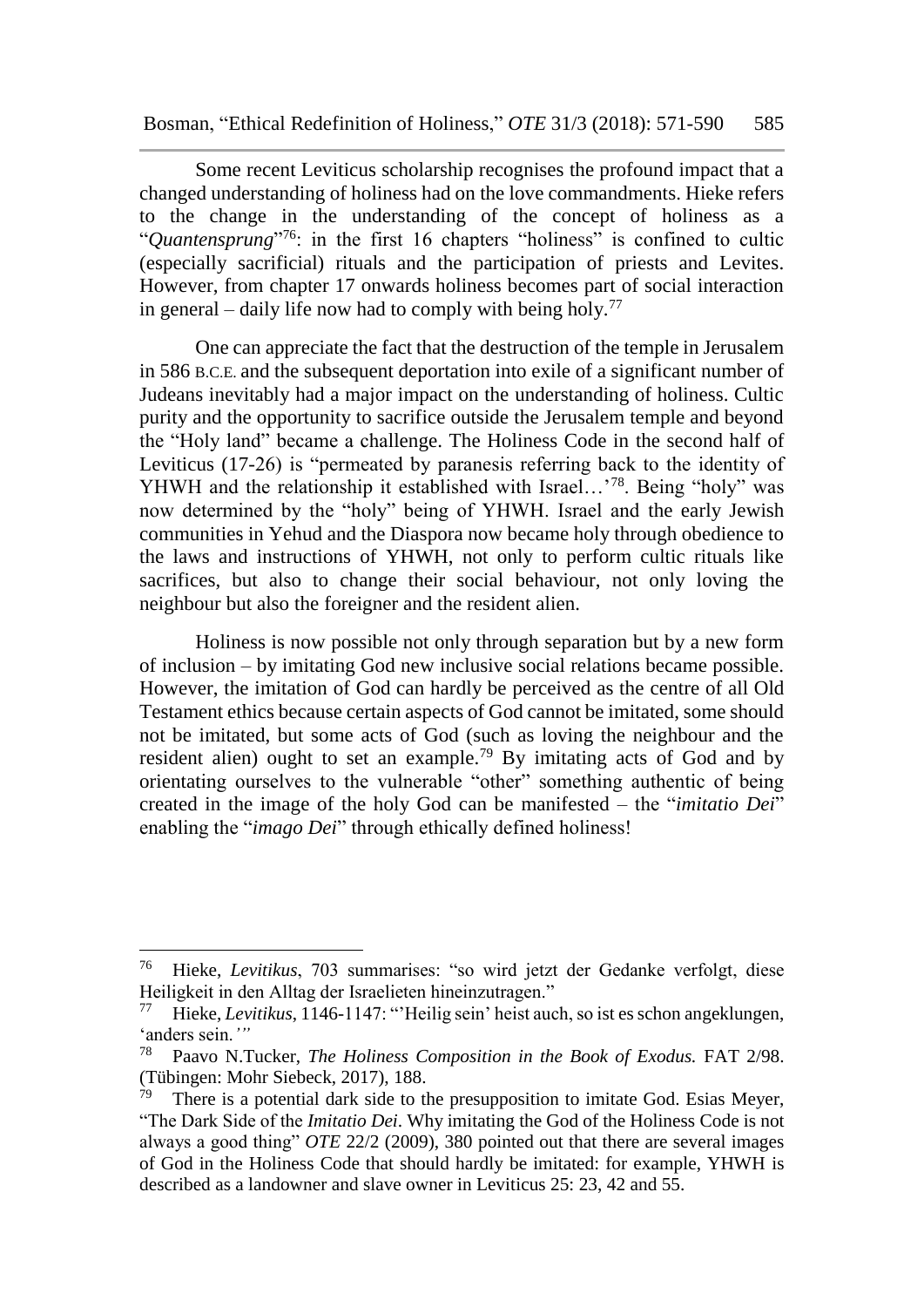Some recent Leviticus scholarship recognises the profound impact that a changed understanding of holiness had on the love commandments. Hieke refers to the change in the understanding of the concept of holiness as a "*Quantensprung*"[76]: in the first 16 chapters "holiness" is confined to cultic (especially sacrificial) rituals and the participation of priests and Levites. However, from chapter 17 onwards holiness becomes part of social interaction in general – daily life now had to comply with being holy.[77]

One can appreciate the fact that the destruction of the temple in Jerusalem in 586 B.C.E. and the subsequent deportation into exile of a significant number of Judeans inevitably had a major impact on the understanding of holiness. Cultic purity and the opportunity to sacrifice outside the Jerusalem temple and beyond the "Holy land" became a challenge. The Holiness Code in the second half of Leviticus (17-26) is "permeated by paranesis referring back to the identity of YHWH and the relationship it established with Israel…'[78]. Being "holy" was now determined by the "holy" being of YHWH. Israel and the early Jewish communities in Yehud and the Diaspora now became holy through obedience to the laws and instructions of YHWH, not only to perform cultic rituals like sacrifices, but also to change their social behaviour, not only loving the neighbour but also the foreigner and the resident alien.

Holiness is now possible not only through separation but by a new form of inclusion – by imitating God new inclusive social relations became possible. However, the imitation of God can hardly be perceived as the centre of all Old Testament ethics because certain aspects of God cannot be imitated, some should not be imitated, but some acts of God (such as loving the neighbour and the resident alien) ought to set an example.[79] By imitating acts of God and by orientating ourselves to the vulnerable "other" something authentic of being created in the image of the holy God can be manifested – the "*imitatio Dei*" enabling the "*imago Dei*" through ethically defined holiness!

---

[76] Hieke, *Levitikus*, 703 summarises: "so wird jetzt der Gedanke verfolgt, diese Heiligkeit in den Alltag der Israelieten hineinzutragen."

[77] Hieke, *Levitikus*, 1146-1147: "'Heilig sein' heist auch, so ist es schon angeklungen, 'anders sein.*'"*

[78] Paavo N.Tucker, *The Holiness Composition in the Book of Exodus.* FAT 2/98. (Tübingen: Mohr Siebeck, 2017), 188.

[79] There is a potential dark side to the presupposition to imitate God. Esias Meyer, "The Dark Side of the *Imitatio Dei*. Why imitating the God of the Holiness Code is not always a good thing" *OTE* 22/2 (2009), 380 pointed out that there are several images of God in the Holiness Code that should hardly be imitated: for example, YHWH is described as a landowner and slave owner in Leviticus 25: 23, 42 and 55.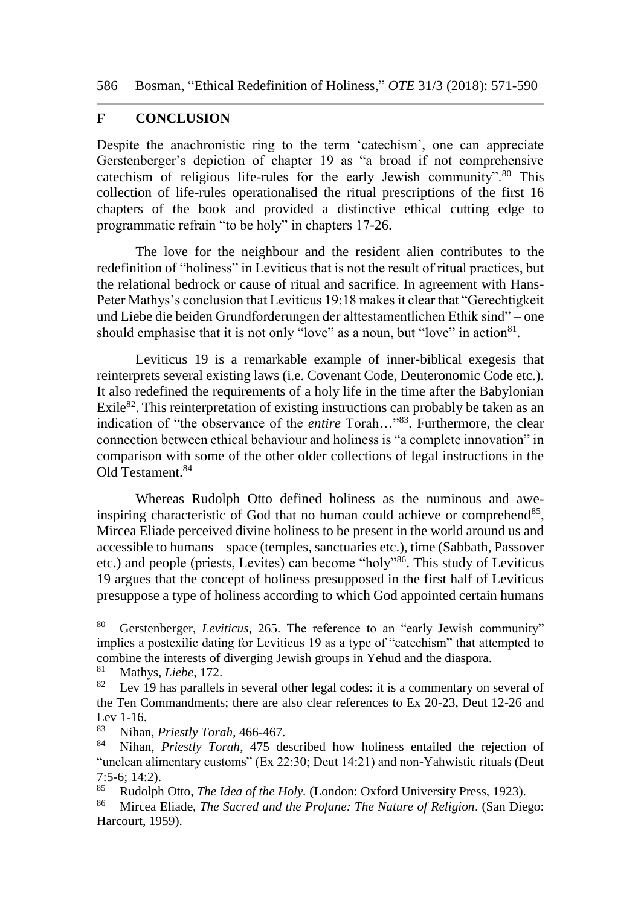## F CONCLUSION

Despite the anachronistic ring to the term 'catechism', one can appreciate Gerstenberger's depiction of chapter 19 as "a broad if not comprehensive catechism of religious life-rules for the early Jewish community".[80] This collection of life-rules operationalised the ritual prescriptions of the first 16 chapters of the book and provided a distinctive ethical cutting edge to programmatic refrain "to be holy" in chapters 17-26.

The love for the neighbour and the resident alien contributes to the redefinition of "holiness" in Leviticus that is not the result of ritual practices, but the relational bedrock or cause of ritual and sacrifice. In agreement with Hans-Peter Mathys's conclusion that Leviticus 19:18 makes it clear that "Gerechtigkeit und Liebe die beiden Grundforderungen der alttestamentlichen Ethik sind" – one should emphasise that it is not only "love" as a noun, but "love" in action[81].

Leviticus 19 is a remarkable example of inner-biblical exegesis that reinterprets several existing laws (i.e. Covenant Code, Deuteronomic Code etc.). It also redefined the requirements of a holy life in the time after the Babylonian Exile[82]. This reinterpretation of existing instructions can probably be taken as an indication of "the observance of the *entire* Torah…"[83]. Furthermore, the clear connection between ethical behaviour and holiness is "a complete innovation" in comparison with some of the other older collections of legal instructions in the Old Testament.[84]

Whereas Rudolph Otto defined holiness as the numinous and awe-inspiring characteristic of God that no human could achieve or comprehend[85], Mircea Eliade perceived divine holiness to be present in the world around us and accessible to humans – space (temples, sanctuaries etc.), time (Sabbath, Passover etc.) and people (priests, Levites) can become "holy"[86]. This study of Leviticus 19 argues that the concept of holiness presupposed in the first half of Leviticus presuppose a type of holiness according to which God appointed certain humans

---

[80] Gerstenberger, *Leviticus,* 265. The reference to an "early Jewish community" implies a postexilic dating for Leviticus 19 as a type of "catechism" that attempted to combine the interests of diverging Jewish groups in Yehud and the diaspora.

[81] Mathys, *Liebe*, 172.

[82] Lev 19 has parallels in several other legal codes: it is a commentary on several of the Ten Commandments; there are also clear references to Ex 20-23, Deut 12-26 and Lev 1-16.

[83] Nihan, *Priestly Torah*, 466-467.

[84] Nihan, *Priestly Torah,* 475 described how holiness entailed the rejection of "unclean alimentary customs" (Ex 22:30; Deut 14:21) and non-Yahwistic rituals (Deut 7:5-6; 14:2).

[85] Rudolph Otto, *The Idea of the Holy.* (London: Oxford University Press, 1923).

[86] Mircea Eliade, *The Sacred and the Profane: The Nature of Religion*. (San Diego: Harcourt, 1959).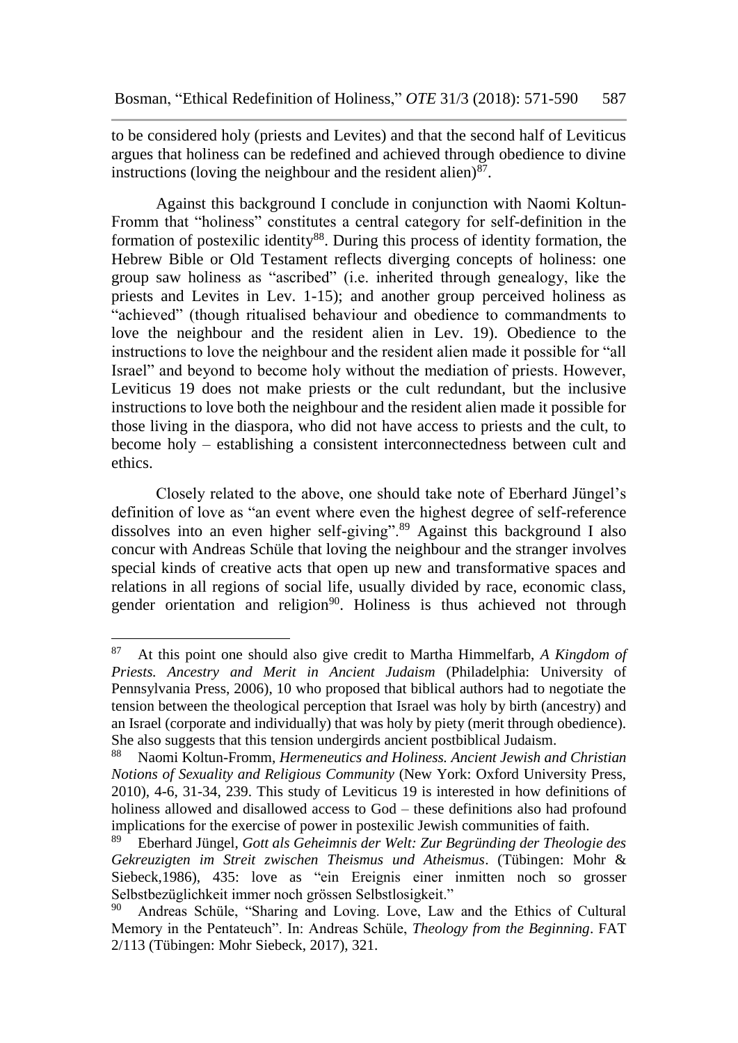to be considered holy (priests and Levites) and that the second half of Leviticus argues that holiness can be redefined and achieved through obedience to divine instructions (loving the neighbour and the resident alien)[87].

Against this background I conclude in conjunction with Naomi Koltun-Fromm that "holiness" constitutes a central category for self-definition in the formation of postexilic identity[88]. During this process of identity formation, the Hebrew Bible or Old Testament reflects diverging concepts of holiness: one group saw holiness as "ascribed" (i.e. inherited through genealogy, like the priests and Levites in Lev. 1-15); and another group perceived holiness as "achieved" (though ritualised behaviour and obedience to commandments to love the neighbour and the resident alien in Lev. 19). Obedience to the instructions to love the neighbour and the resident alien made it possible for "all Israel" and beyond to become holy without the mediation of priests. However, Leviticus 19 does not make priests or the cult redundant, but the inclusive instructions to love both the neighbour and the resident alien made it possible for those living in the diaspora, who did not have access to priests and the cult, to become holy – establishing a consistent interconnectedness between cult and ethics.

Closely related to the above, one should take note of Eberhard Jüngel's definition of love as "an event where even the highest degree of self-reference dissolves into an even higher self-giving".[89] Against this background I also concur with Andreas Schüle that loving the neighbour and the stranger involves special kinds of creative acts that open up new and transformative spaces and relations in all regions of social life, usually divided by race, economic class, gender orientation and religion[90]. Holiness is thus achieved not through

---

[87] At this point one should also give credit to Martha Himmelfarb, *A Kingdom of Priests. Ancestry and Merit in Ancient Judaism* (Philadelphia: University of Pennsylvania Press, 2006), 10 who proposed that biblical authors had to negotiate the tension between the theological perception that Israel was holy by birth (ancestry) and an Israel (corporate and individually) that was holy by piety (merit through obedience). She also suggests that this tension undergirds ancient postbiblical Judaism.

[88] Naomi Koltun-Fromm, *Hermeneutics and Holiness. Ancient Jewish and Christian Notions of Sexuality and Religious Community* (New York: Oxford University Press, 2010), 4-6, 31-34, 239. This study of Leviticus 19 is interested in how definitions of holiness allowed and disallowed access to God – these definitions also had profound implications for the exercise of power in postexilic Jewish communities of faith.

[89] Eberhard Jüngel, *Gott als Geheimnis der Welt: Zur Begründing der Theologie des Gekreuzigten im Streit zwischen Theismus und Atheismus*. (Tübingen: Mohr & Siebeck,1986), 435: love as "ein Ereignis einer inmitten noch so grosser Selbstbezüglichkeit immer noch grössen Selbstlosigkeit."

[90] Andreas Schüle, "Sharing and Loving. Love, Law and the Ethics of Cultural Memory in the Pentateuch". In: Andreas Schüle, *Theology from the Beginning*. FAT 2/113 (Tübingen: Mohr Siebeck, 2017), 321.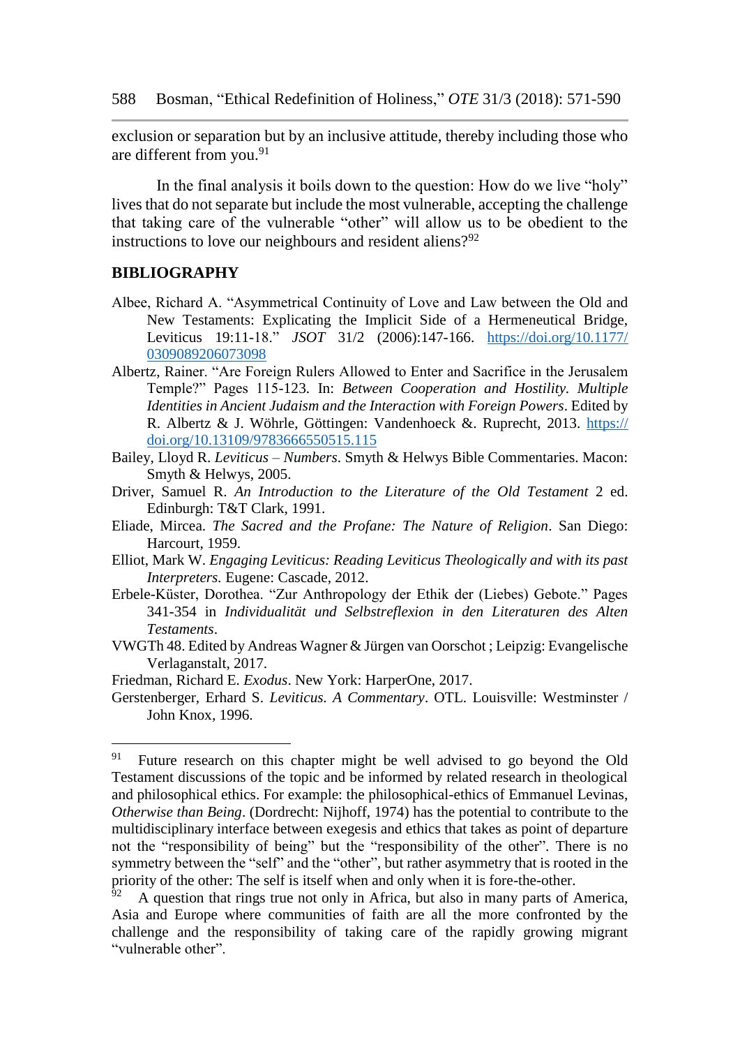exclusion or separation but by an inclusive attitude, thereby including those who are different from you.[91]

In the final analysis it boils down to the question: How do we live "holy" lives that do not separate but include the most vulnerable, accepting the challenge that taking care of the vulnerable "other" will allow us to be obedient to the instructions to love our neighbours and resident aliens?[92]

## BIBLIOGRAPHY

Albee, Richard A. "Asymmetrical Continuity of Love and Law between the Old and New Testaments: Explicating the Implicit Side of a Hermeneutical Bridge, Leviticus 19:11-18." *JSOT* 31/2 (2006):147-166. https://doi.org/10.1177/0309089206073098

Albertz, Rainer. "Are Foreign Rulers Allowed to Enter and Sacrifice in the Jerusalem Temple?" Pages 115-123. In: *Between Cooperation and Hostility. Multiple Identities in Ancient Judaism and the Interaction with Foreign Powers*. Edited by R. Albertz & J. Wöhrle, Göttingen: Vandenhoeck &. Ruprecht, 2013. https://doi.org/10.13109/9783666550515.115

Bailey, Lloyd R. *Leviticus – Numbers*. Smyth & Helwys Bible Commentaries. Macon: Smyth & Helwys, 2005.

Driver, Samuel R. *An Introduction to the Literature of the Old Testament* 2 ed. Edinburgh: T&T Clark, 1991.

Eliade, Mircea. *The Sacred and the Profane: The Nature of Religion*. San Diego: Harcourt, 1959.

Elliot, Mark W. *Engaging Leviticus: Reading Leviticus Theologically and with its past Interpreters.* Eugene: Cascade, 2012.

Erbele-Küster, Dorothea. "Zur Anthropology der Ethik der (Liebes) Gebote." Pages 341-354 in *Individualität und Selbstreflexion in den Literaturen des Alten Testaments*.

VWGTh 48. Edited by Andreas Wagner & Jürgen van Oorschot ; Leipzig: Evangelische Verlaganstalt, 2017.

Friedman, Richard E. *Exodus*. New York: HarperOne, 2017.

Gerstenberger, Erhard S. *Leviticus. A Commentary*. OTL. Louisville: Westminster / John Knox, 1996.

---

[91] Future research on this chapter might be well advised to go beyond the Old Testament discussions of the topic and be informed by related research in theological and philosophical ethics. For example: the philosophical-ethics of Emmanuel Levinas, *Otherwise than Being*. (Dordrecht: Nijhoff, 1974) has the potential to contribute to the multidisciplinary interface between exegesis and ethics that takes as point of departure not the "responsibility of being" but the "responsibility of the other". There is no symmetry between the "self" and the "other", but rather asymmetry that is rooted in the priority of the other: The self is itself when and only when it is fore-the-other.

[92] A question that rings true not only in Africa, but also in many parts of America, Asia and Europe where communities of faith are all the more confronted by the challenge and the responsibility of taking care of the rapidly growing migrant "vulnerable other".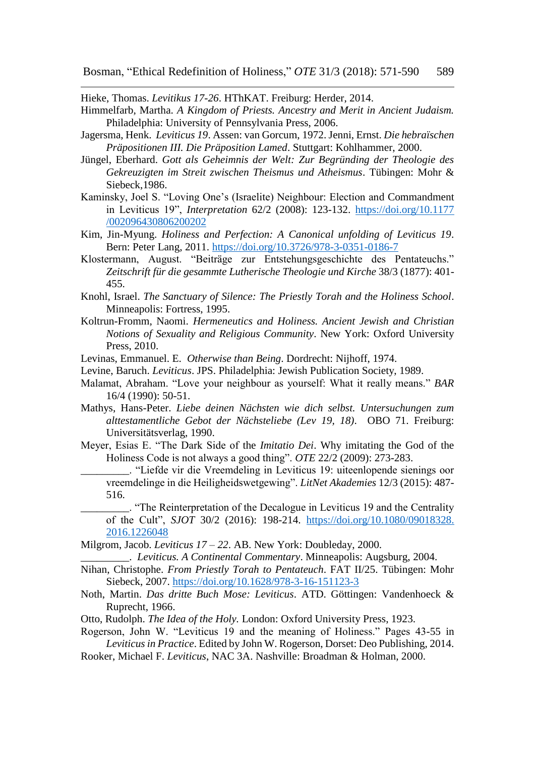Hieke, Thomas. *Levitikus 17-26*. HThKAT. Freiburg: Herder, 2014.

Himmelfarb, Martha. *A Kingdom of Priests. Ancestry and Merit in Ancient Judaism.* Philadelphia: University of Pennsylvania Press, 2006.

Jagersma, Henk. *Leviticus 19*. Assen: van Gorcum, 1972. Jenni, Ernst. *Die hebraïschen Präpositionen III. Die Präposition Lamed*. Stuttgart: Kohlhammer, 2000.

Jüngel, Eberhard. *Gott als Geheimnis der Welt: Zur Begründing der Theologie des Gekreuzigten im Streit zwischen Theismus und Atheismus*. Tübingen: Mohr & Siebeck,1986.

Kaminsky, Joel S. "Loving One's (Israelite) Neighbour: Election and Commandment in Leviticus 19", *Interpretation* 62/2 (2008): 123-132. https://doi.org/10.1177/002096430806200202

Kim, Jin-Myung. *Holiness and Perfection: A Canonical unfolding of Leviticus 19*. Bern: Peter Lang, 2011. https://doi.org/10.3726/978-3-0351-0186-7

Klostermann, August. "Beiträge zur Entstehungsgeschichte des Pentateuchs." *Zeitschrift für die gesammte Lutherische Theologie und Kirche* 38/3 (1877): 401-455.

Knohl, Israel. *The Sanctuary of Silence: The Priestly Torah and the Holiness School*. Minneapolis: Fortress, 1995.

Koltrun-Fromm, Naomi. *Hermeneutics and Holiness. Ancient Jewish and Christian Notions of Sexuality and Religious Community*. New York: Oxford University Press, 2010.

Levinas, Emmanuel. E. *Otherwise than Being*. Dordrecht: Nijhoff, 1974.

Levine, Baruch. *Leviticus*. JPS. Philadelphia: Jewish Publication Society, 1989.

Malamat, Abraham. "Love your neighbour as yourself: What it really means." *BAR* 16/4 (1990): 50-51.

Mathys, Hans-Peter. *Liebe deinen Nächsten wie dich selbst. Untersuchungen zum alttestamentliche Gebot der Nächsteliebe (Lev 19, 18)*. OBO 71. Freiburg: Universitätsverlag, 1990.

Meyer, Esias E. "The Dark Side of the *Imitatio Dei*. Why imitating the God of the Holiness Code is not always a good thing". *OTE* 22/2 (2009): 273-283.

_________. "Liefde vir die Vreemdeling in Leviticus 19: uiteenlopende sienings oor vreemdelinge in die Heiligheidswetgewing". *LitNet Akademies* 12/3 (2015): 487-516.

_________. "The Reinterpretation of the Decalogue in Leviticus 19 and the Centrality of the Cult", *SJOT* 30/2 (2016): 198-214. https://doi.org/10.1080/09018328.2016.1226048

Milgrom, Jacob. *Leviticus 17 – 22*. AB. New York: Doubleday, 2000.

_________. *Leviticus. A Continental Commentary*. Minneapolis: Augsburg, 2004.

Nihan, Christophe. *From Priestly Torah to Pentateuch*. FAT II/25. Tübingen: Mohr Siebeck, 2007. https://doi.org/10.1628/978-3-16-151123-3

Noth, Martin. *Das dritte Buch Mose: Leviticus*. ATD. Göttingen: Vandenhoeck & Ruprecht, 1966.

Otto, Rudolph. *The Idea of the Holy.* London: Oxford University Press, 1923.

Rogerson, John W. "Leviticus 19 and the meaning of Holiness." Pages 43-55 in *Leviticus in Practice*. Edited by John W. Rogerson, Dorset: Deo Publishing, 2014.

Rooker, Michael F. *Leviticus*, NAC 3A. Nashville: Broadman & Holman, 2000.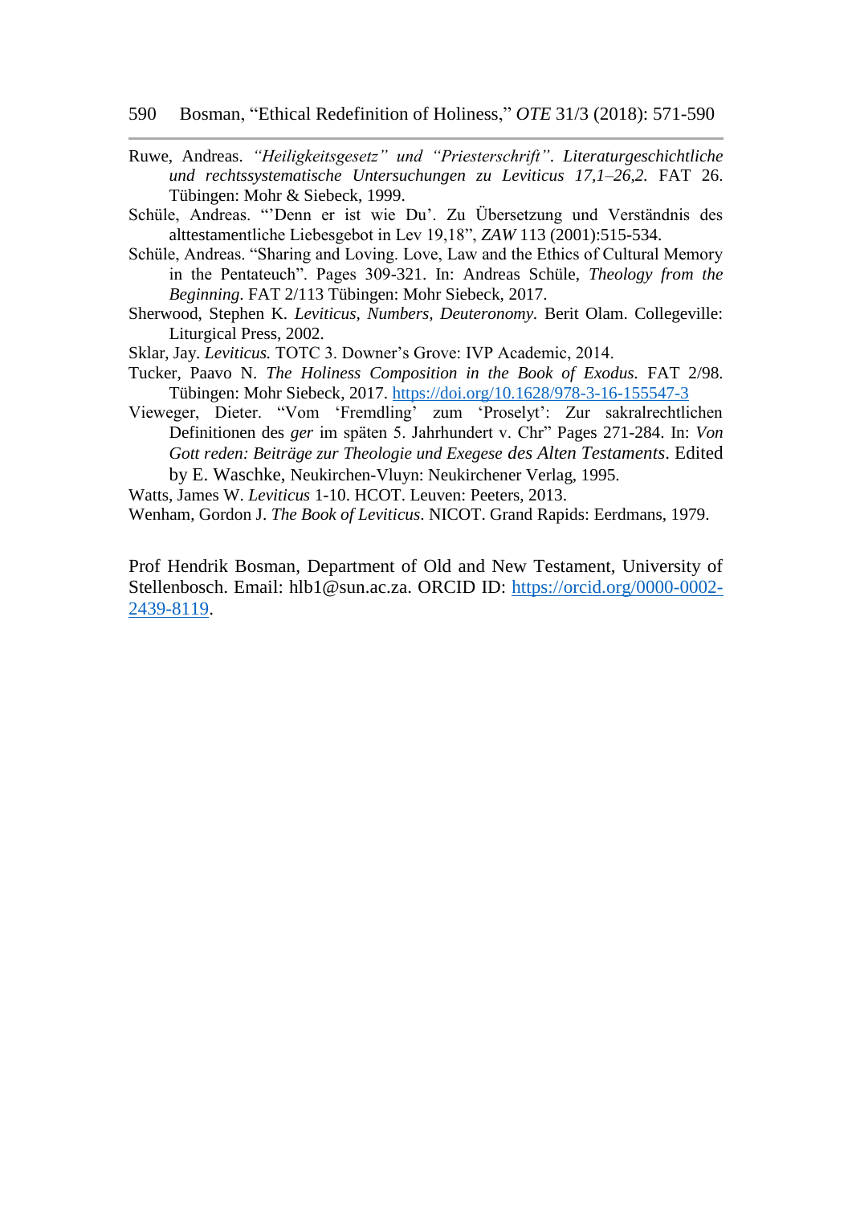Ruwe, Andreas. *"Heiligkeitsgesetz" und "Priesterschrift". Literaturgeschichtliche und rechtssystematische Untersuchungen zu Leviticus 17,1–26,2.* FAT 26. Tübingen: Mohr & Siebeck, 1999.

Schüle, Andreas. "'Denn er ist wie Du'. Zu Übersetzung und Verständnis des alttestamentliche Liebesgebot in Lev 19,18", *ZAW* 113 (2001):515-534.

Schüle, Andreas. "Sharing and Loving. Love, Law and the Ethics of Cultural Memory in the Pentateuch". Pages 309-321. In: Andreas Schüle, *Theology from the Beginning*. FAT 2/113 Tübingen: Mohr Siebeck, 2017.

Sherwood, Stephen K. *Leviticus, Numbers, Deuteronomy*. Berit Olam. Collegeville: Liturgical Press, 2002.

Sklar, Jay. *Leviticus.* TOTC 3. Downer's Grove: IVP Academic, 2014.

Tucker, Paavo N. *The Holiness Composition in the Book of Exodus.* FAT 2/98. Tübingen: Mohr Siebeck, 2017. https://doi.org/10.1628/978-3-16-155547-3

Vieweger, Dieter. "Vom 'Fremdling' zum 'Proselyt': Zur sakralrechtlichen Definitionen des *ger* im späten 5. Jahrhundert v. Chr" Pages 271-284. In: *Von Gott reden: Beiträge zur Theologie und Exegese des Alten Testaments*. Edited by E. Waschke, Neukirchen-Vluyn: Neukirchener Verlag, 1995.

Watts, James W. *Leviticus* 1-10. HCOT. Leuven: Peeters, 2013.

Wenham, Gordon J. *The Book of Leviticus*. NICOT. Grand Rapids: Eerdmans, 1979.

Prof Hendrik Bosman, Department of Old and New Testament, University of Stellenbosch. Email: hlb1@sun.ac.za. ORCID ID: https://orcid.org/0000-0002-2439-8119.